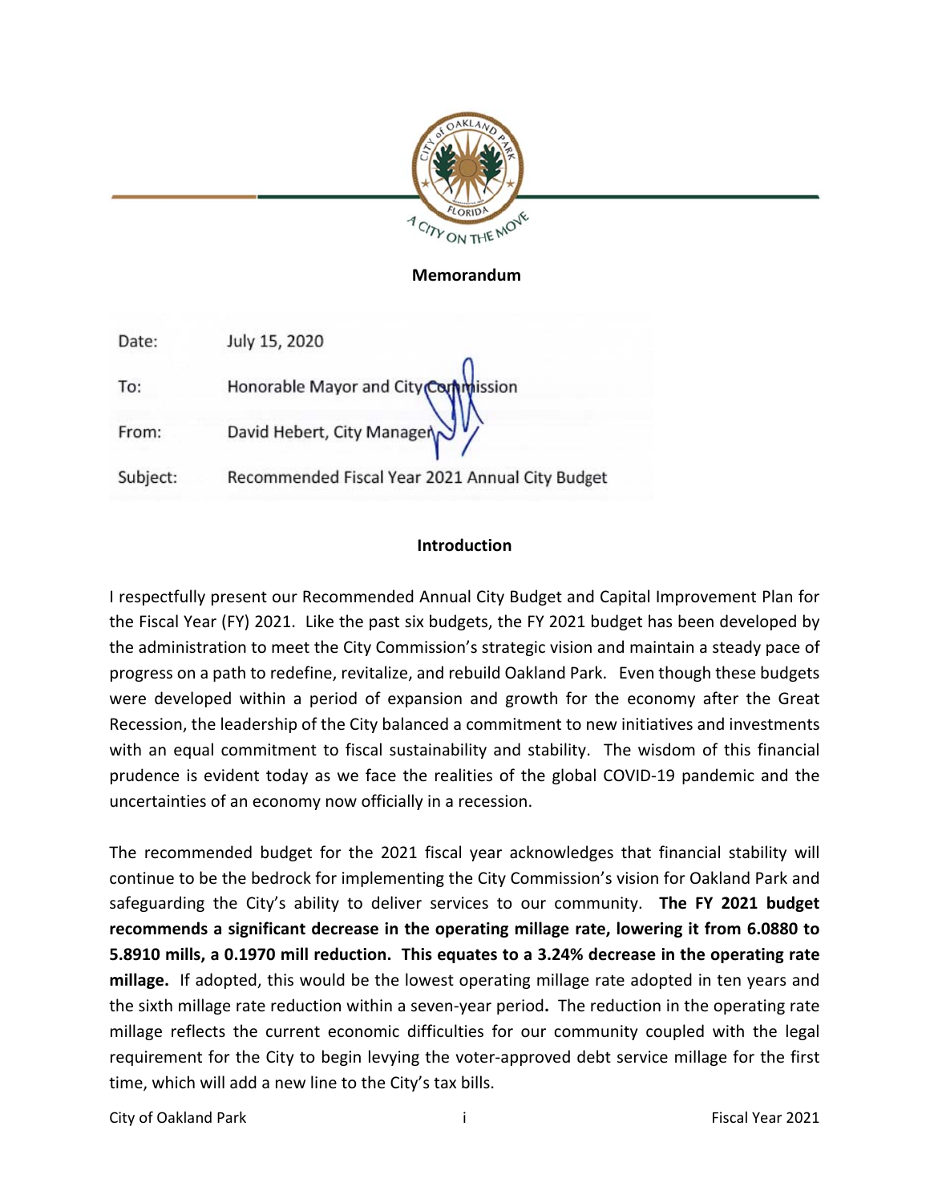**Memorandum**

| | |
|---|---|
| Date: | July 15, 2020 |
| To: | Honorable Mayor and City Commission |
| From: | David Hebert, City Manager |
| Subject: | Recommended Fiscal Year 2021 Annual City Budget |

## Introduction

I respectfully present our Recommended Annual City Budget and Capital Improvement Plan for the Fiscal Year (FY) 2021. Like the past six budgets, the FY 2021 budget has been developed by the administration to meet the City Commission's strategic vision and maintain a steady pace of progress on a path to redefine, revitalize, and rebuild Oakland Park. Even though these budgets were developed within a period of expansion and growth for the economy after the Great Recession, the leadership of the City balanced a commitment to new initiatives and investments with an equal commitment to fiscal sustainability and stability. The wisdom of this financial prudence is evident today as we face the realities of the global COVID-19 pandemic and the uncertainties of an economy now officially in a recession.

The recommended budget for the 2021 fiscal year acknowledges that financial stability will continue to be the bedrock for implementing the City Commission's vision for Oakland Park and safeguarding the City's ability to deliver services to our community. **The FY 2021 budget recommends a significant decrease in the operating millage rate, lowering it from 6.0880 to 5.8910 mills, a 0.1970 mill reduction. This equates to a 3.24% decrease in the operating rate millage.** If adopted, this would be the lowest operating millage rate adopted in ten years and the sixth millage rate reduction within a seven-year period**.** The reduction in the operating rate millage reflects the current economic difficulties for our community coupled with the legal requirement for the City to begin levying the voter-approved debt service millage for the first time, which will add a new line to the City's tax bills.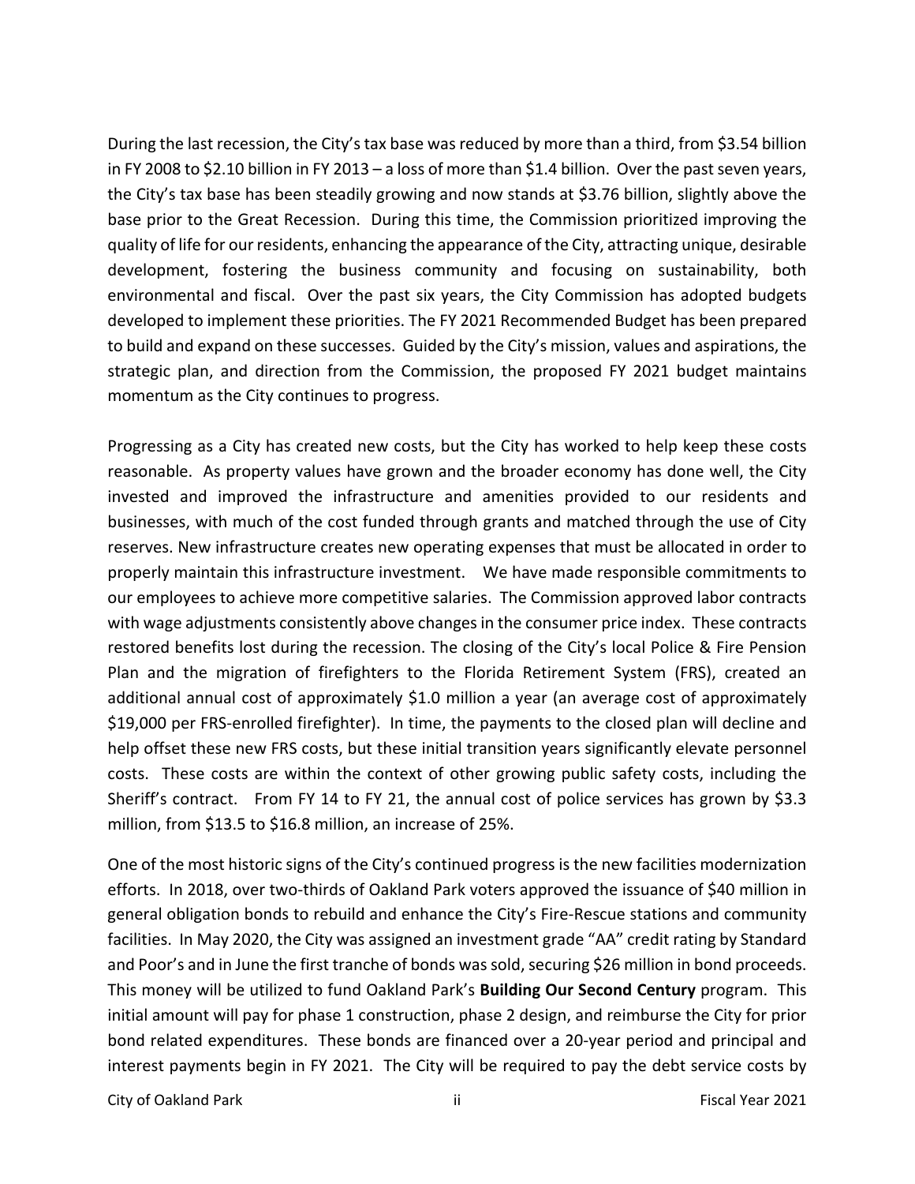During the last recession, the City's tax base was reduced by more than a third, from $3.54 billion in FY 2008 to $2.10 billion in FY 2013 – a loss of more than $1.4 billion. Over the past seven years, the City's tax base has been steadily growing and now stands at $3.76 billion, slightly above the base prior to the Great Recession. During this time, the Commission prioritized improving the quality of life for our residents, enhancing the appearance of the City, attracting unique, desirable development, fostering the business community and focusing on sustainability, both environmental and fiscal. Over the past six years, the City Commission has adopted budgets developed to implement these priorities. The FY 2021 Recommended Budget has been prepared to build and expand on these successes. Guided by the City's mission, values and aspirations, the strategic plan, and direction from the Commission, the proposed FY 2021 budget maintains momentum as the City continues to progress.

Progressing as a City has created new costs, but the City has worked to help keep these costs reasonable. As property values have grown and the broader economy has done well, the City invested and improved the infrastructure and amenities provided to our residents and businesses, with much of the cost funded through grants and matched through the use of City reserves. New infrastructure creates new operating expenses that must be allocated in order to properly maintain this infrastructure investment. We have made responsible commitments to our employees to achieve more competitive salaries. The Commission approved labor contracts with wage adjustments consistently above changes in the consumer price index. These contracts restored benefits lost during the recession. The closing of the City's local Police & Fire Pension Plan and the migration of firefighters to the Florida Retirement System (FRS), created an additional annual cost of approximately $1.0 million a year (an average cost of approximately $19,000 per FRS-enrolled firefighter). In time, the payments to the closed plan will decline and help offset these new FRS costs, but these initial transition years significantly elevate personnel costs. These costs are within the context of other growing public safety costs, including the Sheriff's contract. From FY 14 to FY 21, the annual cost of police services has grown by $3.3 million, from $13.5 to $16.8 million, an increase of 25%.

One of the most historic signs of the City's continued progress is the new facilities modernization efforts. In 2018, over two-thirds of Oakland Park voters approved the issuance of $40 million in general obligation bonds to rebuild and enhance the City's Fire-Rescue stations and community facilities. In May 2020, the City was assigned an investment grade "AA" credit rating by Standard and Poor's and in June the first tranche of bonds was sold, securing $26 million in bond proceeds. This money will be utilized to fund Oakland Park's **Building Our Second Century** program. This initial amount will pay for phase 1 construction, phase 2 design, and reimburse the City for prior bond related expenditures. These bonds are financed over a 20-year period and principal and interest payments begin in FY 2021. The City will be required to pay the debt service costs by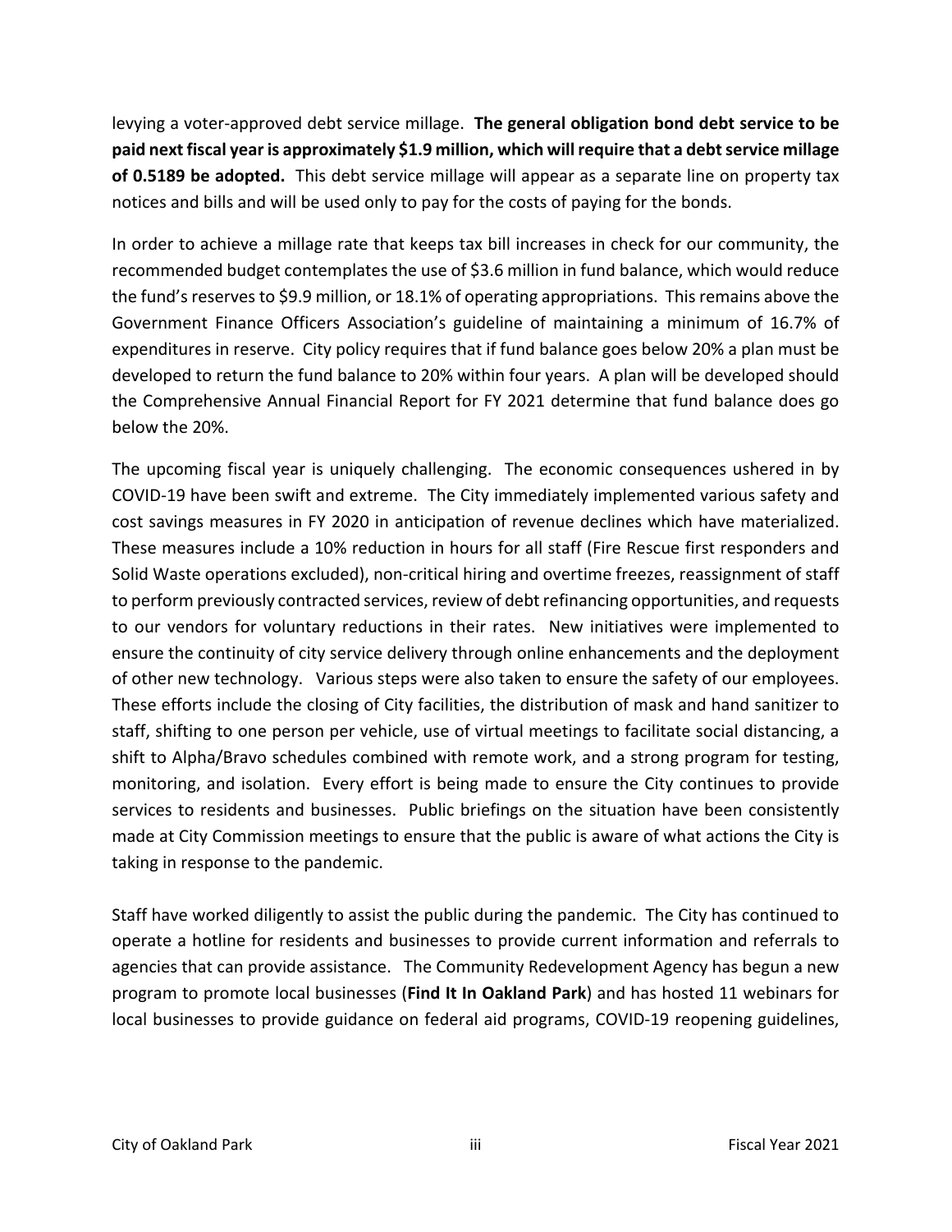levying a voter-approved debt service millage. **The general obligation bond debt service to be paid next fiscal year is approximately $1.9 million, which will require that a debt service millage of 0.5189 be adopted.** This debt service millage will appear as a separate line on property tax notices and bills and will be used only to pay for the costs of paying for the bonds.

In order to achieve a millage rate that keeps tax bill increases in check for our community, the recommended budget contemplates the use of $3.6 million in fund balance, which would reduce the fund's reserves to $9.9 million, or 18.1% of operating appropriations. This remains above the Government Finance Officers Association's guideline of maintaining a minimum of 16.7% of expenditures in reserve. City policy requires that if fund balance goes below 20% a plan must be developed to return the fund balance to 20% within four years. A plan will be developed should the Comprehensive Annual Financial Report for FY 2021 determine that fund balance does go below the 20%.

The upcoming fiscal year is uniquely challenging. The economic consequences ushered in by COVID-19 have been swift and extreme. The City immediately implemented various safety and cost savings measures in FY 2020 in anticipation of revenue declines which have materialized. These measures include a 10% reduction in hours for all staff (Fire Rescue first responders and Solid Waste operations excluded), non-critical hiring and overtime freezes, reassignment of staff to perform previously contracted services, review of debt refinancing opportunities, and requests to our vendors for voluntary reductions in their rates. New initiatives were implemented to ensure the continuity of city service delivery through online enhancements and the deployment of other new technology. Various steps were also taken to ensure the safety of our employees. These efforts include the closing of City facilities, the distribution of mask and hand sanitizer to staff, shifting to one person per vehicle, use of virtual meetings to facilitate social distancing, a shift to Alpha/Bravo schedules combined with remote work, and a strong program for testing, monitoring, and isolation. Every effort is being made to ensure the City continues to provide services to residents and businesses. Public briefings on the situation have been consistently made at City Commission meetings to ensure that the public is aware of what actions the City is taking in response to the pandemic.

Staff have worked diligently to assist the public during the pandemic. The City has continued to operate a hotline for residents and businesses to provide current information and referrals to agencies that can provide assistance. The Community Redevelopment Agency has begun a new program to promote local businesses (**Find It In Oakland Park**) and has hosted 11 webinars for local businesses to provide guidance on federal aid programs, COVID-19 reopening guidelines,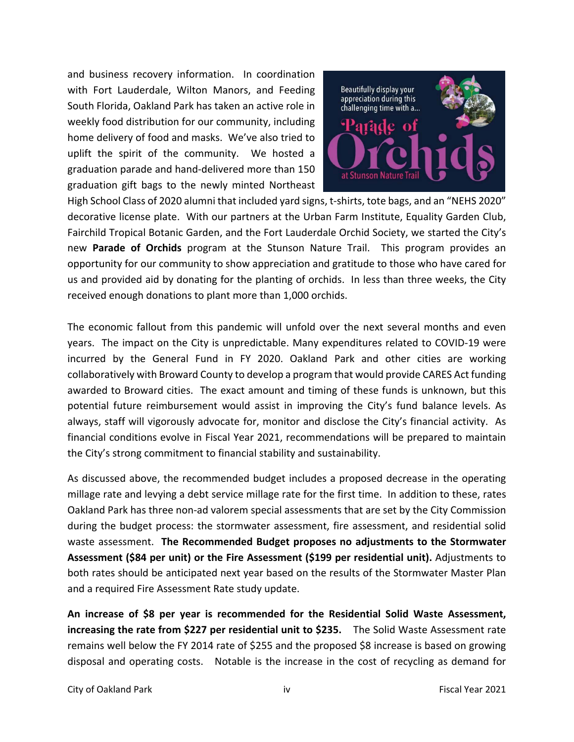and business recovery information. In coordination with Fort Lauderdale, Wilton Manors, and Feeding South Florida, Oakland Park has taken an active role in weekly food distribution for our community, including home delivery of food and masks. We've also tried to uplift the spirit of the community. We hosted a graduation parade and hand-delivered more than 150 graduation gift bags to the newly minted Northeast High School Class of 2020 alumni that included yard signs, t-shirts, tote bags, and an "NEHS 2020" decorative license plate. With our partners at the Urban Farm Institute, Equality Garden Club, Fairchild Tropical Botanic Garden, and the Fort Lauderdale Orchid Society, we started the City's new **Parade of Orchids** program at the Stunson Nature Trail. This program provides an opportunity for our community to show appreciation and gratitude to those who have cared for us and provided aid by donating for the planting of orchids. In less than three weeks, the City received enough donations to plant more than 1,000 orchids.

The economic fallout from this pandemic will unfold over the next several months and even years. The impact on the City is unpredictable. Many expenditures related to COVID-19 were incurred by the General Fund in FY 2020. Oakland Park and other cities are working collaboratively with Broward County to develop a program that would provide CARES Act funding awarded to Broward cities. The exact amount and timing of these funds is unknown, but this potential future reimbursement would assist in improving the City's fund balance levels. As always, staff will vigorously advocate for, monitor and disclose the City's financial activity. As financial conditions evolve in Fiscal Year 2021, recommendations will be prepared to maintain the City's strong commitment to financial stability and sustainability.

As discussed above, the recommended budget includes a proposed decrease in the operating millage rate and levying a debt service millage rate for the first time. In addition to these, rates Oakland Park has three non-ad valorem special assessments that are set by the City Commission during the budget process: the stormwater assessment, fire assessment, and residential solid waste assessment. **The Recommended Budget proposes no adjustments to the Stormwater Assessment ($84 per unit) or the Fire Assessment ($199 per residential unit).** Adjustments to both rates should be anticipated next year based on the results of the Stormwater Master Plan and a required Fire Assessment Rate study update.

**An increase of $8 per year is recommended for the Residential Solid Waste Assessment, increasing the rate from $227 per residential unit to $235.** The Solid Waste Assessment rate remains well below the FY 2014 rate of $255 and the proposed $8 increase is based on growing disposal and operating costs. Notable is the increase in the cost of recycling as demand for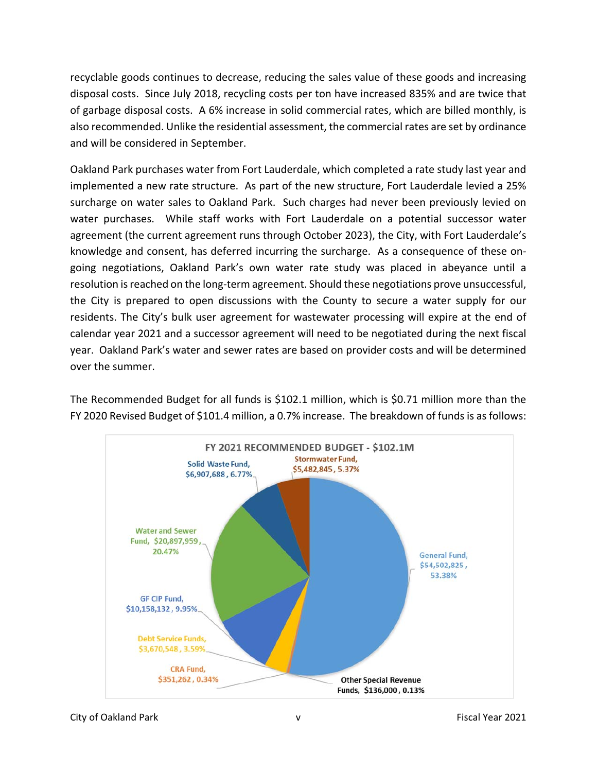recyclable goods continues to decrease, reducing the sales value of these goods and increasing disposal costs. Since July 2018, recycling costs per ton have increased 835% and are twice that of garbage disposal costs. A 6% increase in solid commercial rates, which are billed monthly, is also recommended. Unlike the residential assessment, the commercial rates are set by ordinance and will be considered in September.

Oakland Park purchases water from Fort Lauderdale, which completed a rate study last year and implemented a new rate structure. As part of the new structure, Fort Lauderdale levied a 25% surcharge on water sales to Oakland Park. Such charges had never been previously levied on water purchases. While staff works with Fort Lauderdale on a potential successor water agreement (the current agreement runs through October 2023), the City, with Fort Lauderdale's knowledge and consent, has deferred incurring the surcharge. As a consequence of these on-going negotiations, Oakland Park's own water rate study was placed in abeyance until a resolution is reached on the long-term agreement. Should these negotiations prove unsuccessful, the City is prepared to open discussions with the County to secure a water supply for our residents. The City's bulk user agreement for wastewater processing will expire at the end of calendar year 2021 and a successor agreement will need to be negotiated during the next fiscal year. Oakland Park's water and sewer rates are based on provider costs and will be determined over the summer.

The Recommended Budget for all funds is $102.1 million, which is $0.71 million more than the FY 2020 Revised Budget of $101.4 million, a 0.7% increase. The breakdown of funds is as follows:

**FY 2021 RECOMMENDED BUDGET - $102.1M**

| Fund | Amount | Percent |
|---|---|---|
| General Fund | $54,502,825 | 53.38% |
| Water and Sewer Fund | $20,897,959 | 20.47% |
| GF CIP Fund | $10,158,132 | 9.95% |
| Solid Waste Fund | $6,907,688 | 6.77% |
| Stormwater Fund | $5,482,845 | 5.37% |
| Debt Service Funds | $3,670,548 | 3.59% |
| CRA Fund | $351,262 | 0.34% |
| Other Special Revenue Funds | $136,000 | 0.13% |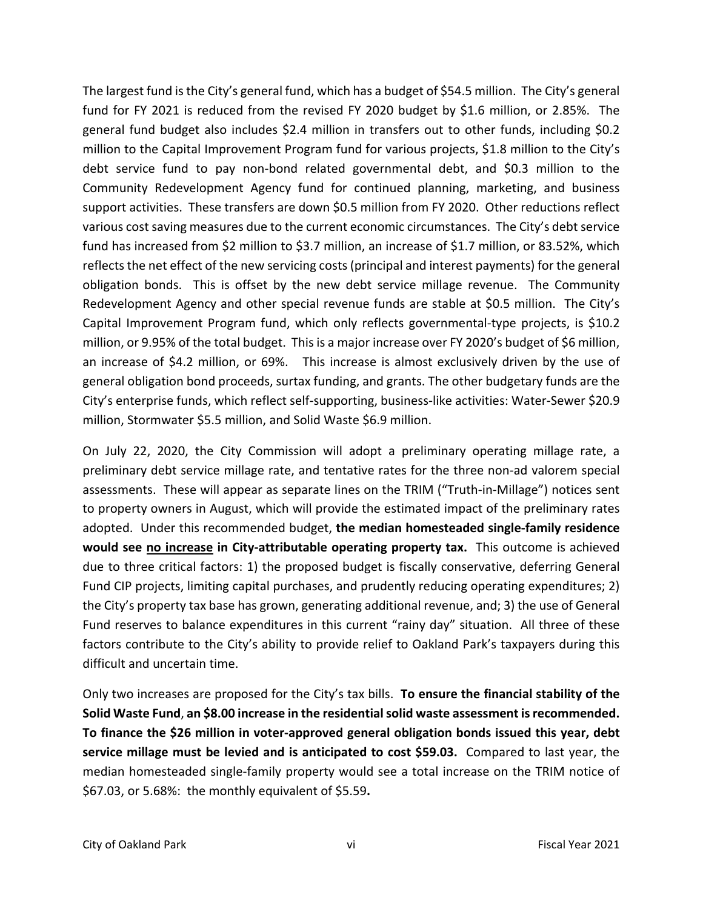The largest fund is the City's general fund, which has a budget of $54.5 million. The City's general fund for FY 2021 is reduced from the revised FY 2020 budget by $1.6 million, or 2.85%. The general fund budget also includes $2.4 million in transfers out to other funds, including $0.2 million to the Capital Improvement Program fund for various projects, $1.8 million to the City's debt service fund to pay non-bond related governmental debt, and $0.3 million to the Community Redevelopment Agency fund for continued planning, marketing, and business support activities. These transfers are down $0.5 million from FY 2020. Other reductions reflect various cost saving measures due to the current economic circumstances. The City's debt service fund has increased from $2 million to $3.7 million, an increase of $1.7 million, or 83.52%, which reflects the net effect of the new servicing costs (principal and interest payments) for the general obligation bonds. This is offset by the new debt service millage revenue. The Community Redevelopment Agency and other special revenue funds are stable at $0.5 million. The City's Capital Improvement Program fund, which only reflects governmental-type projects, is $10.2 million, or 9.95% of the total budget. This is a major increase over FY 2020's budget of $6 million, an increase of $4.2 million, or 69%. This increase is almost exclusively driven by the use of general obligation bond proceeds, surtax funding, and grants. The other budgetary funds are the City's enterprise funds, which reflect self-supporting, business-like activities: Water-Sewer $20.9 million, Stormwater $5.5 million, and Solid Waste $6.9 million.

On July 22, 2020, the City Commission will adopt a preliminary operating millage rate, a preliminary debt service millage rate, and tentative rates for the three non-ad valorem special assessments. These will appear as separate lines on the TRIM ("Truth-in-Millage") notices sent to property owners in August, which will provide the estimated impact of the preliminary rates adopted. Under this recommended budget, **the median homesteaded single-family residence would see <u>no increase</u> in City-attributable operating property tax.** This outcome is achieved due to three critical factors: 1) the proposed budget is fiscally conservative, deferring General Fund CIP projects, limiting capital purchases, and prudently reducing operating expenditures; 2) the City's property tax base has grown, generating additional revenue, and; 3) the use of General Fund reserves to balance expenditures in this current "rainy day" situation. All three of these factors contribute to the City's ability to provide relief to Oakland Park's taxpayers during this difficult and uncertain time.

Only two increases are proposed for the City's tax bills. **To ensure the financial stability of the Solid Waste Fund, an $8.00 increase in the residential solid waste assessment is recommended. To finance the $26 million in voter-approved general obligation bonds issued this year, debt service millage must be levied and is anticipated to cost $59.03.** Compared to last year, the median homesteaded single-family property would see a total increase on the TRIM notice of $67.03, or 5.68%: the monthly equivalent of $5.59**.**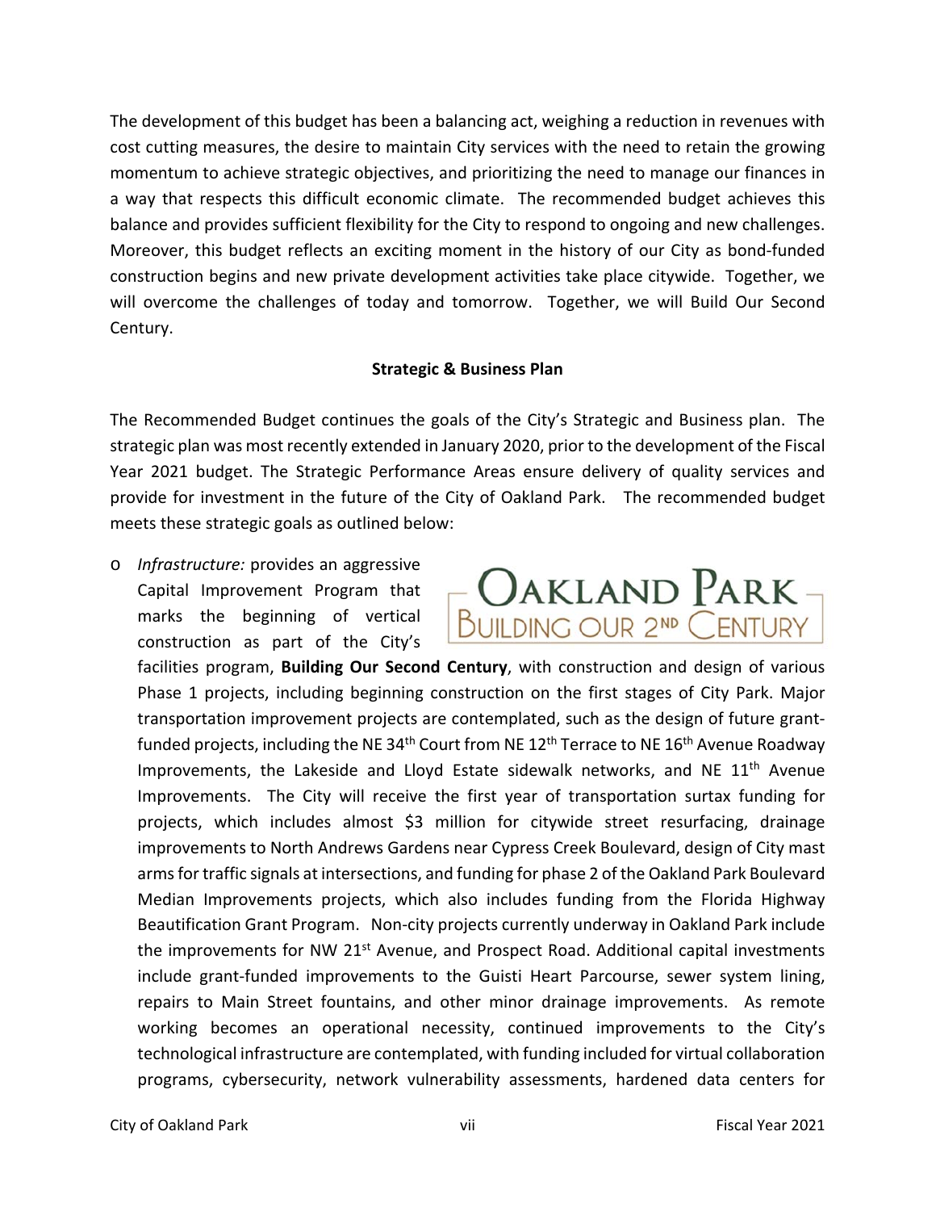The development of this budget has been a balancing act, weighing a reduction in revenues with cost cutting measures, the desire to maintain City services with the need to retain the growing momentum to achieve strategic objectives, and prioritizing the need to manage our finances in a way that respects this difficult economic climate. The recommended budget achieves this balance and provides sufficient flexibility for the City to respond to ongoing and new challenges. Moreover, this budget reflects an exciting moment in the history of our City as bond-funded construction begins and new private development activities take place citywide. Together, we will overcome the challenges of today and tomorrow. Together, we will Build Our Second Century.

**Strategic & Business Plan**

The Recommended Budget continues the goals of the City's Strategic and Business plan. The strategic plan was most recently extended in January 2020, prior to the development of the Fiscal Year 2021 budget. The Strategic Performance Areas ensure delivery of quality services and provide for investment in the future of the City of Oakland Park. The recommended budget meets these strategic goals as outlined below:

- *Infrastructure:* provides an aggressive Capital Improvement Program that marks the beginning of vertical construction as part of the City's facilities program, **Building Our Second Century**, with construction and design of various Phase 1 projects, including beginning construction on the first stages of City Park. Major transportation improvement projects are contemplated, such as the design of future grant-funded projects, including the NE 34th Court from NE 12th Terrace to NE 16th Avenue Roadway Improvements, the Lakeside and Lloyd Estate sidewalk networks, and NE 11th Avenue Improvements. The City will receive the first year of transportation surtax funding for projects, which includes almost $3 million for citywide street resurfacing, drainage improvements to North Andrews Gardens near Cypress Creek Boulevard, design of City mast arms for traffic signals at intersections, and funding for phase 2 of the Oakland Park Boulevard Median Improvements projects, which also includes funding from the Florida Highway Beautification Grant Program. Non-city projects currently underway in Oakland Park include the improvements for NW 21st Avenue, and Prospect Road. Additional capital investments include grant-funded improvements to the Guisti Heart Parcourse, sewer system lining, repairs to Main Street fountains, and other minor drainage improvements. As remote working becomes an operational necessity, continued improvements to the City's technological infrastructure are contemplated, with funding included for virtual collaboration programs, cybersecurity, network vulnerability assessments, hardened data centers for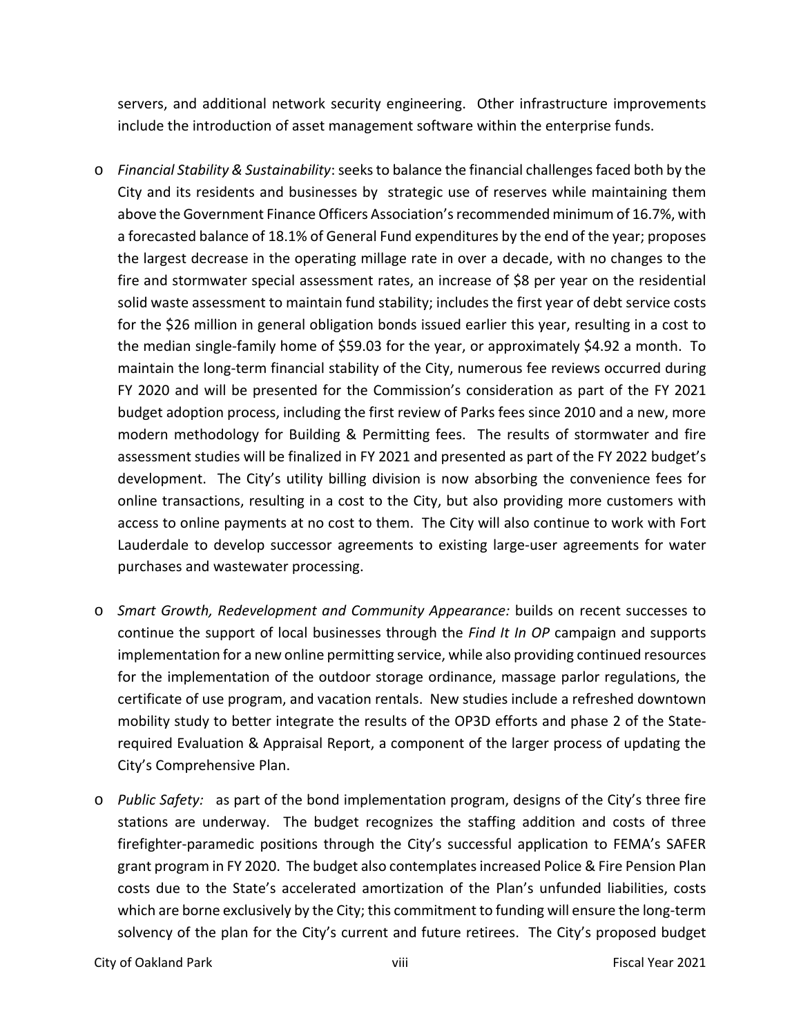servers, and additional network security engineering. Other infrastructure improvements include the introduction of asset management software within the enterprise funds.

- *Financial Stability & Sustainability*: seeks to balance the financial challenges faced both by the City and its residents and businesses by strategic use of reserves while maintaining them above the Government Finance Officers Association's recommended minimum of 16.7%, with a forecasted balance of 18.1% of General Fund expenditures by the end of the year; proposes the largest decrease in the operating millage rate in over a decade, with no changes to the fire and stormwater special assessment rates, an increase of $8 per year on the residential solid waste assessment to maintain fund stability; includes the first year of debt service costs for the $26 million in general obligation bonds issued earlier this year, resulting in a cost to the median single-family home of $59.03 for the year, or approximately $4.92 a month. To maintain the long-term financial stability of the City, numerous fee reviews occurred during FY 2020 and will be presented for the Commission's consideration as part of the FY 2021 budget adoption process, including the first review of Parks fees since 2010 and a new, more modern methodology for Building & Permitting fees. The results of stormwater and fire assessment studies will be finalized in FY 2021 and presented as part of the FY 2022 budget's development. The City's utility billing division is now absorbing the convenience fees for online transactions, resulting in a cost to the City, but also providing more customers with access to online payments at no cost to them. The City will also continue to work with Fort Lauderdale to develop successor agreements to existing large-user agreements for water purchases and wastewater processing.

- *Smart Growth, Redevelopment and Community Appearance:* builds on recent successes to continue the support of local businesses through the *Find It In OP* campaign and supports implementation for a new online permitting service, while also providing continued resources for the implementation of the outdoor storage ordinance, massage parlor regulations, the certificate of use program, and vacation rentals. New studies include a refreshed downtown mobility study to better integrate the results of the OP3D efforts and phase 2 of the State-required Evaluation & Appraisal Report, a component of the larger process of updating the City's Comprehensive Plan.

- *Public Safety:* as part of the bond implementation program, designs of the City's three fire stations are underway. The budget recognizes the staffing addition and costs of three firefighter-paramedic positions through the City's successful application to FEMA's SAFER grant program in FY 2020. The budget also contemplates increased Police & Fire Pension Plan costs due to the State's accelerated amortization of the Plan's unfunded liabilities, costs which are borne exclusively by the City; this commitment to funding will ensure the long-term solvency of the plan for the City's current and future retirees. The City's proposed budget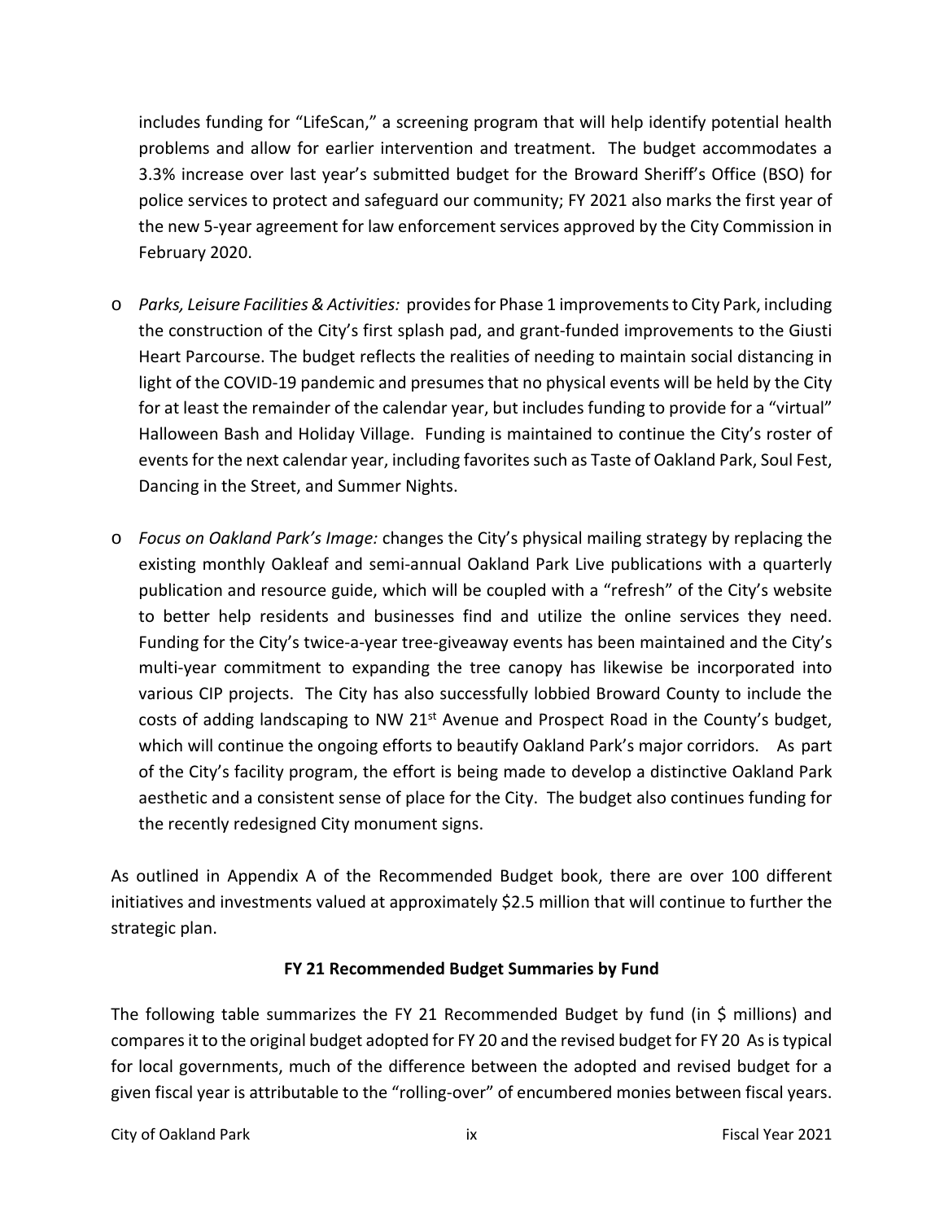includes funding for "LifeScan," a screening program that will help identify potential health problems and allow for earlier intervention and treatment. The budget accommodates a 3.3% increase over last year's submitted budget for the Broward Sheriff's Office (BSO) for police services to protect and safeguard our community; FY 2021 also marks the first year of the new 5-year agreement for law enforcement services approved by the City Commission in February 2020.

- *Parks, Leisure Facilities & Activities:* provides for Phase 1 improvements to City Park, including the construction of the City's first splash pad, and grant-funded improvements to the Giusti Heart Parcourse. The budget reflects the realities of needing to maintain social distancing in light of the COVID-19 pandemic and presumes that no physical events will be held by the City for at least the remainder of the calendar year, but includes funding to provide for a "virtual" Halloween Bash and Holiday Village. Funding is maintained to continue the City's roster of events for the next calendar year, including favorites such as Taste of Oakland Park, Soul Fest, Dancing in the Street, and Summer Nights.

- *Focus on Oakland Park's Image:* changes the City's physical mailing strategy by replacing the existing monthly Oakleaf and semi-annual Oakland Park Live publications with a quarterly publication and resource guide, which will be coupled with a "refresh" of the City's website to better help residents and businesses find and utilize the online services they need. Funding for the City's twice-a-year tree-giveaway events has been maintained and the City's multi-year commitment to expanding the tree canopy has likewise be incorporated into various CIP projects. The City has also successfully lobbied Broward County to include the costs of adding landscaping to NW 21st Avenue and Prospect Road in the County's budget, which will continue the ongoing efforts to beautify Oakland Park's major corridors. As part of the City's facility program, the effort is being made to develop a distinctive Oakland Park aesthetic and a consistent sense of place for the City. The budget also continues funding for the recently redesigned City monument signs.

As outlined in Appendix A of the Recommended Budget book, there are over 100 different initiatives and investments valued at approximately $2.5 million that will continue to further the strategic plan.

**FY 21 Recommended Budget Summaries by Fund**

The following table summarizes the FY 21 Recommended Budget by fund (in $ millions) and compares it to the original budget adopted for FY 20 and the revised budget for FY 20 As is typical for local governments, much of the difference between the adopted and revised budget for a given fiscal year is attributable to the "rolling-over" of encumbered monies between fiscal years.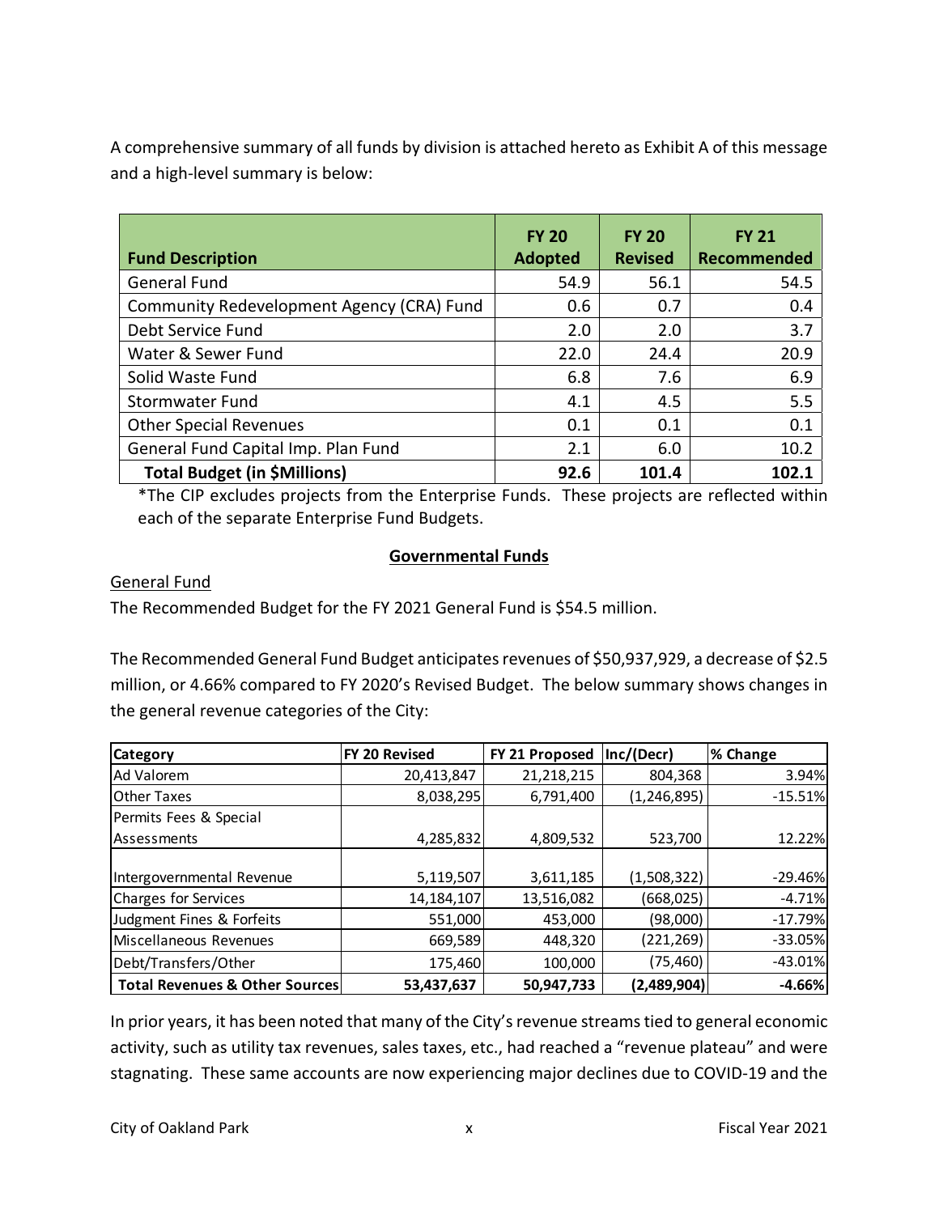A comprehensive summary of all funds by division is attached hereto as Exhibit A of this message and a high-level summary is below:

| Fund Description | FY 20 Adopted | FY 20 Revised | FY 21 Recommended |
|---|---|---|---|
| General Fund | 54.9 | 56.1 | 54.5 |
| Community Redevelopment Agency (CRA) Fund | 0.6 | 0.7 | 0.4 |
| Debt Service Fund | 2.0 | 2.0 | 3.7 |
| Water & Sewer Fund | 22.0 | 24.4 | 20.9 |
| Solid Waste Fund | 6.8 | 7.6 | 6.9 |
| Stormwater Fund | 4.1 | 4.5 | 5.5 |
| Other Special Revenues | 0.1 | 0.1 | 0.1 |
| General Fund Capital Imp. Plan Fund | 2.1 | 6.0 | 10.2 |
| **Total Budget (in $Millions)** | **92.6** | **101.4** | **102.1** |

*The CIP excludes projects from the Enterprise Funds. These projects are reflected within each of the separate Enterprise Fund Budgets.

## Governmental Funds

General Fund

The Recommended Budget for the FY 2021 General Fund is $54.5 million.

The Recommended General Fund Budget anticipates revenues of $50,937,929, a decrease of $2.5 million, or 4.66% compared to FY 2020's Revised Budget. The below summary shows changes in the general revenue categories of the City:

| Category | FY 20 Revised | FY 21 Proposed | Inc/(Decr) | % Change |
|---|---|---|---|---|
| Ad Valorem | 20,413,847 | 21,218,215 | 804,368 | 3.94% |
| Other Taxes | 8,038,295 | 6,791,400 | (1,246,895) | -15.51% |
| Permits Fees & Special Assessments | 4,285,832 | 4,809,532 | 523,700 | 12.22% |
| Intergovernmental Revenue | 5,119,507 | 3,611,185 | (1,508,322) | -29.46% |
| Charges for Services | 14,184,107 | 13,516,082 | (668,025) | -4.71% |
| Judgment Fines & Forfeits | 551,000 | 453,000 | (98,000) | -17.79% |
| Miscellaneous Revenues | 669,589 | 448,320 | (221,269) | -33.05% |
| Debt/Transfers/Other | 175,460 | 100,000 | (75,460) | -43.01% |
| **Total Revenues & Other Sources** | **53,437,637** | **50,947,733** | **(2,489,904)** | **-4.66%** |

In prior years, it has been noted that many of the City's revenue streams tied to general economic activity, such as utility tax revenues, sales taxes, etc., had reached a "revenue plateau" and were stagnating. These same accounts are now experiencing major declines due to COVID-19 and the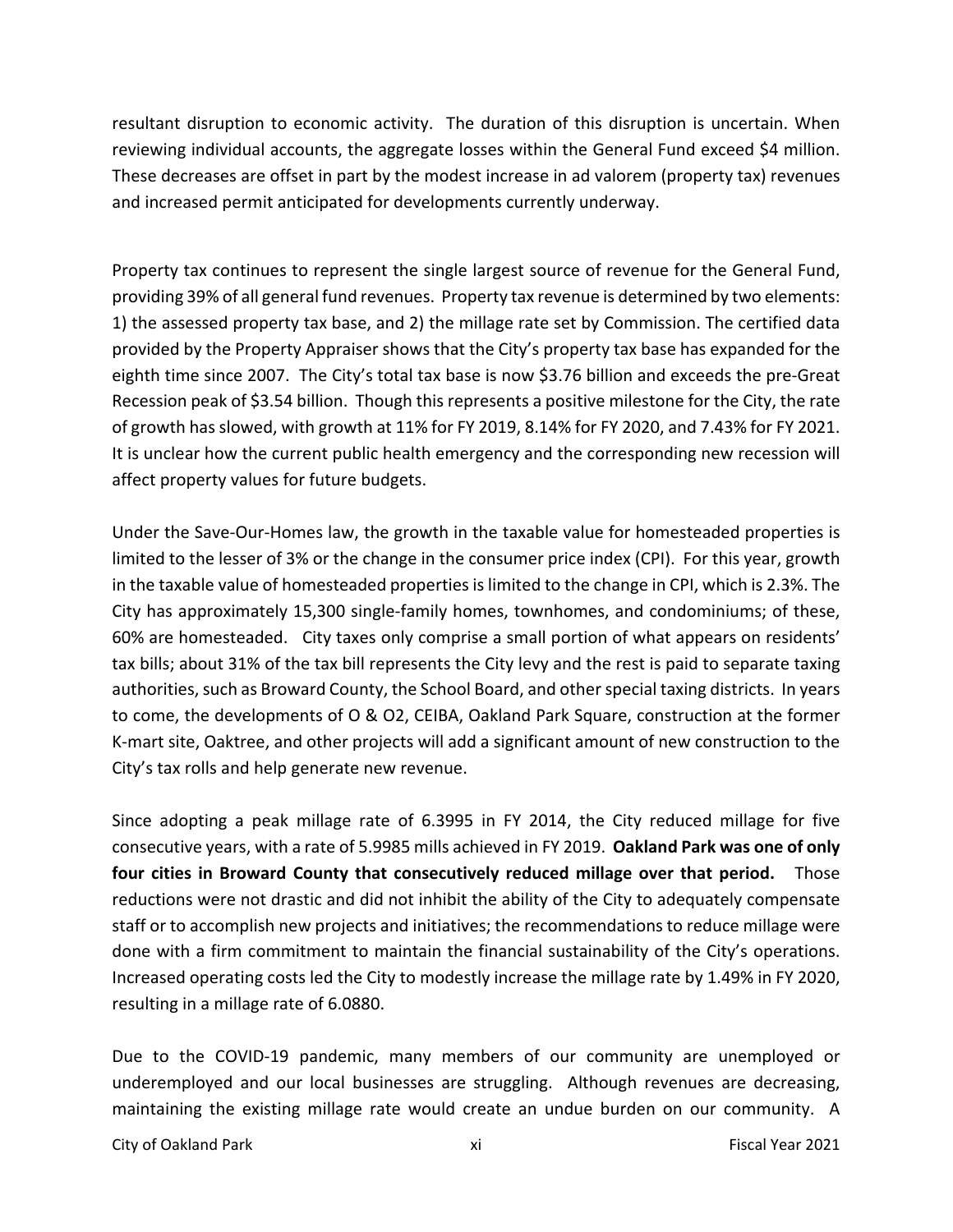resultant disruption to economic activity. The duration of this disruption is uncertain. When reviewing individual accounts, the aggregate losses within the General Fund exceed $4 million. These decreases are offset in part by the modest increase in ad valorem (property tax) revenues and increased permit anticipated for developments currently underway.

Property tax continues to represent the single largest source of revenue for the General Fund, providing 39% of all general fund revenues. Property tax revenue is determined by two elements: 1) the assessed property tax base, and 2) the millage rate set by Commission. The certified data provided by the Property Appraiser shows that the City's property tax base has expanded for the eighth time since 2007. The City's total tax base is now $3.76 billion and exceeds the pre-Great Recession peak of $3.54 billion. Though this represents a positive milestone for the City, the rate of growth has slowed, with growth at 11% for FY 2019, 8.14% for FY 2020, and 7.43% for FY 2021. It is unclear how the current public health emergency and the corresponding new recession will affect property values for future budgets.

Under the Save-Our-Homes law, the growth in the taxable value for homesteaded properties is limited to the lesser of 3% or the change in the consumer price index (CPI). For this year, growth in the taxable value of homesteaded properties is limited to the change in CPI, which is 2.3%. The City has approximately 15,300 single-family homes, townhomes, and condominiums; of these, 60% are homesteaded. City taxes only comprise a small portion of what appears on residents' tax bills; about 31% of the tax bill represents the City levy and the rest is paid to separate taxing authorities, such as Broward County, the School Board, and other special taxing districts. In years to come, the developments of O & O2, CEIBA, Oakland Park Square, construction at the former K-mart site, Oaktree, and other projects will add a significant amount of new construction to the City's tax rolls and help generate new revenue.

Since adopting a peak millage rate of 6.3995 in FY 2014, the City reduced millage for five consecutive years, with a rate of 5.9985 mills achieved in FY 2019. **Oakland Park was one of only four cities in Broward County that consecutively reduced millage over that period.** Those reductions were not drastic and did not inhibit the ability of the City to adequately compensate staff or to accomplish new projects and initiatives; the recommendations to reduce millage were done with a firm commitment to maintain the financial sustainability of the City's operations. Increased operating costs led the City to modestly increase the millage rate by 1.49% in FY 2020, resulting in a millage rate of 6.0880.

Due to the COVID-19 pandemic, many members of our community are unemployed or underemployed and our local businesses are struggling. Although revenues are decreasing, maintaining the existing millage rate would create an undue burden on our community. A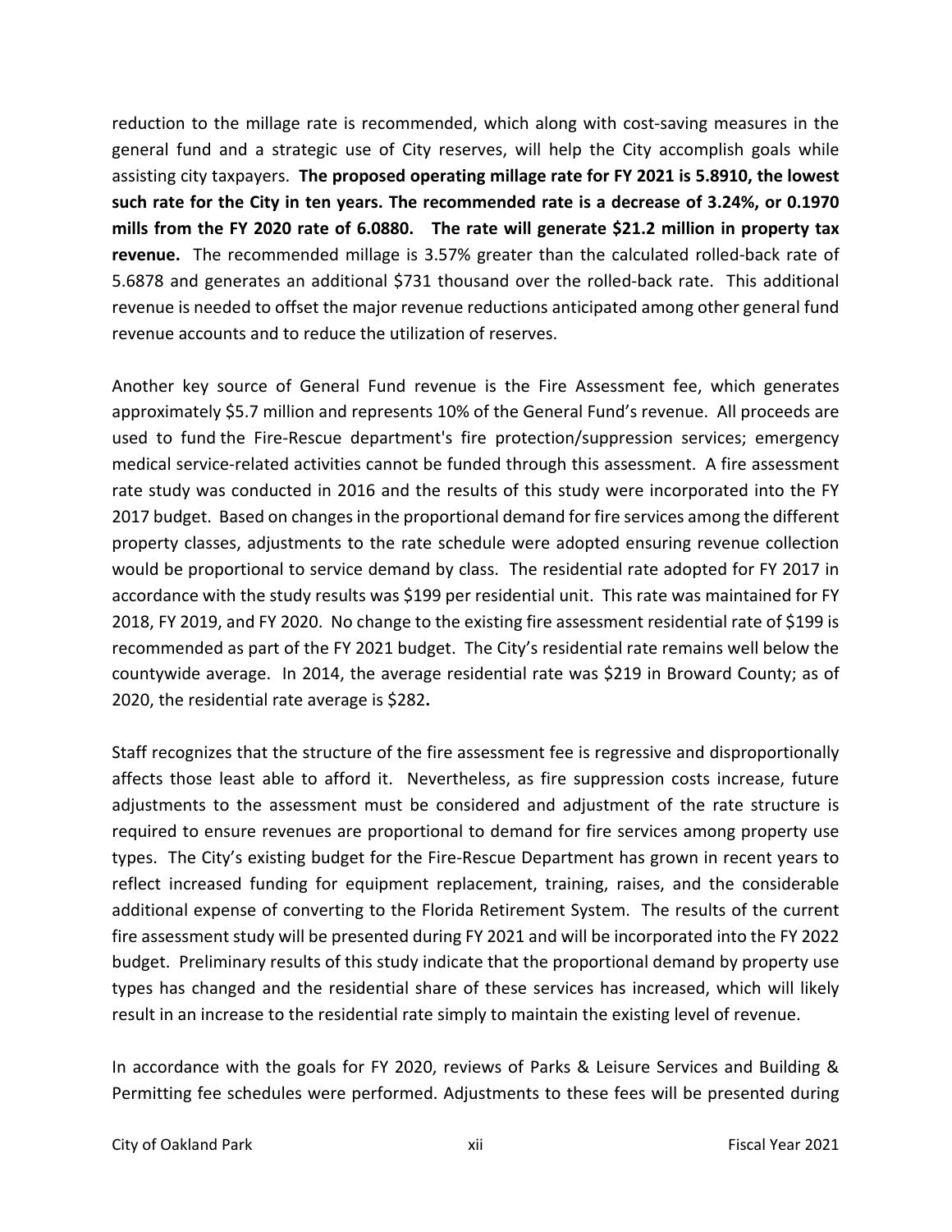reduction to the millage rate is recommended, which along with cost-saving measures in the general fund and a strategic use of City reserves, will help the City accomplish goals while assisting city taxpayers. **The proposed operating millage rate for FY 2021 is 5.8910, the lowest such rate for the City in ten years. The recommended rate is a decrease of 3.24%, or 0.1970 mills from the FY 2020 rate of 6.0880. The rate will generate $21.2 million in property tax revenue.** The recommended millage is 3.57% greater than the calculated rolled-back rate of 5.6878 and generates an additional $731 thousand over the rolled-back rate. This additional revenue is needed to offset the major revenue reductions anticipated among other general fund revenue accounts and to reduce the utilization of reserves.

Another key source of General Fund revenue is the Fire Assessment fee, which generates approximately $5.7 million and represents 10% of the General Fund's revenue. All proceeds are used to fund the Fire-Rescue department's fire protection/suppression services; emergency medical service-related activities cannot be funded through this assessment. A fire assessment rate study was conducted in 2016 and the results of this study were incorporated into the FY 2017 budget. Based on changes in the proportional demand for fire services among the different property classes, adjustments to the rate schedule were adopted ensuring revenue collection would be proportional to service demand by class. The residential rate adopted for FY 2017 in accordance with the study results was $199 per residential unit. This rate was maintained for FY 2018, FY 2019, and FY 2020. No change to the existing fire assessment residential rate of $199 is recommended as part of the FY 2021 budget. The City's residential rate remains well below the countywide average. In 2014, the average residential rate was $219 in Broward County; as of 2020, the residential rate average is $282**.**

Staff recognizes that the structure of the fire assessment fee is regressive and disproportionally affects those least able to afford it. Nevertheless, as fire suppression costs increase, future adjustments to the assessment must be considered and adjustment of the rate structure is required to ensure revenues are proportional to demand for fire services among property use types. The City's existing budget for the Fire-Rescue Department has grown in recent years to reflect increased funding for equipment replacement, training, raises, and the considerable additional expense of converting to the Florida Retirement System. The results of the current fire assessment study will be presented during FY 2021 and will be incorporated into the FY 2022 budget. Preliminary results of this study indicate that the proportional demand by property use types has changed and the residential share of these services has increased, which will likely result in an increase to the residential rate simply to maintain the existing level of revenue.

In accordance with the goals for FY 2020, reviews of Parks & Leisure Services and Building & Permitting fee schedules were performed. Adjustments to these fees will be presented during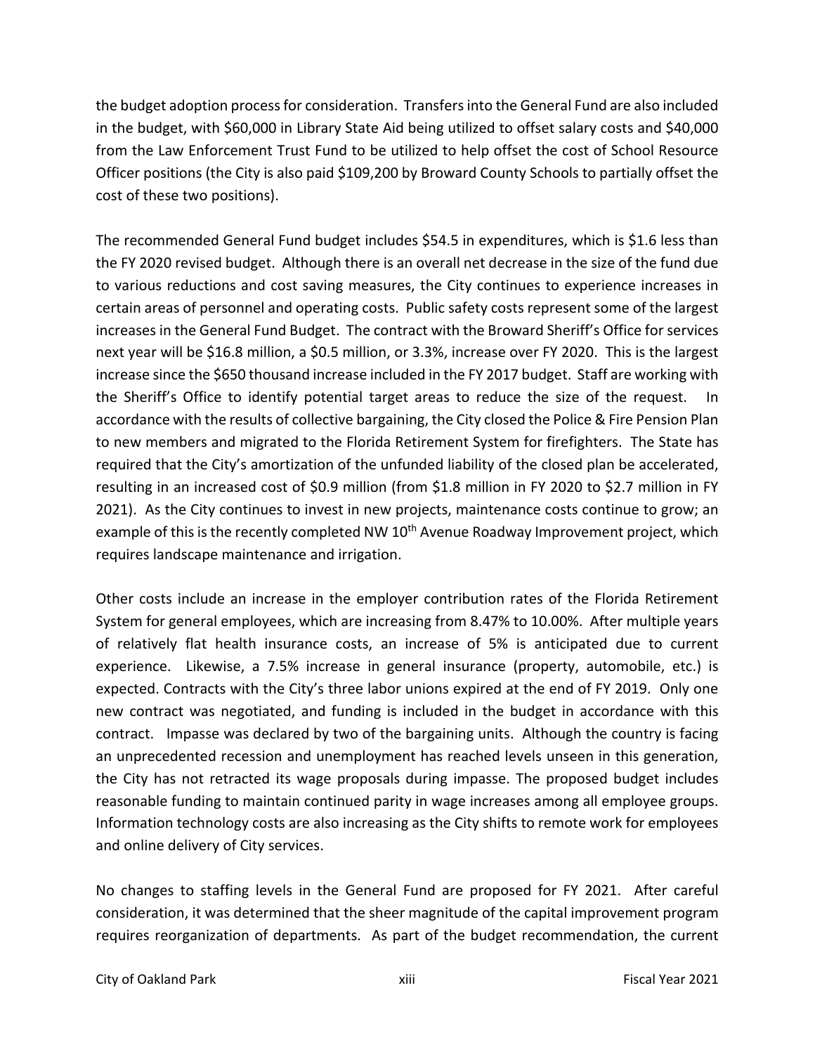the budget adoption process for consideration. Transfers into the General Fund are also included in the budget, with $60,000 in Library State Aid being utilized to offset salary costs and $40,000 from the Law Enforcement Trust Fund to be utilized to help offset the cost of School Resource Officer positions (the City is also paid $109,200 by Broward County Schools to partially offset the cost of these two positions).

The recommended General Fund budget includes $54.5 in expenditures, which is $1.6 less than the FY 2020 revised budget. Although there is an overall net decrease in the size of the fund due to various reductions and cost saving measures, the City continues to experience increases in certain areas of personnel and operating costs. Public safety costs represent some of the largest increases in the General Fund Budget. The contract with the Broward Sheriff's Office for services next year will be $16.8 million, a $0.5 million, or 3.3%, increase over FY 2020. This is the largest increase since the $650 thousand increase included in the FY 2017 budget. Staff are working with the Sheriff's Office to identify potential target areas to reduce the size of the request. In accordance with the results of collective bargaining, the City closed the Police & Fire Pension Plan to new members and migrated to the Florida Retirement System for firefighters. The State has required that the City's amortization of the unfunded liability of the closed plan be accelerated, resulting in an increased cost of $0.9 million (from $1.8 million in FY 2020 to $2.7 million in FY 2021). As the City continues to invest in new projects, maintenance costs continue to grow; an example of this is the recently completed NW 10th Avenue Roadway Improvement project, which requires landscape maintenance and irrigation.

Other costs include an increase in the employer contribution rates of the Florida Retirement System for general employees, which are increasing from 8.47% to 10.00%. After multiple years of relatively flat health insurance costs, an increase of 5% is anticipated due to current experience. Likewise, a 7.5% increase in general insurance (property, automobile, etc.) is expected. Contracts with the City's three labor unions expired at the end of FY 2019. Only one new contract was negotiated, and funding is included in the budget in accordance with this contract. Impasse was declared by two of the bargaining units. Although the country is facing an unprecedented recession and unemployment has reached levels unseen in this generation, the City has not retracted its wage proposals during impasse. The proposed budget includes reasonable funding to maintain continued parity in wage increases among all employee groups. Information technology costs are also increasing as the City shifts to remote work for employees and online delivery of City services.

No changes to staffing levels in the General Fund are proposed for FY 2021. After careful consideration, it was determined that the sheer magnitude of the capital improvement program requires reorganization of departments. As part of the budget recommendation, the current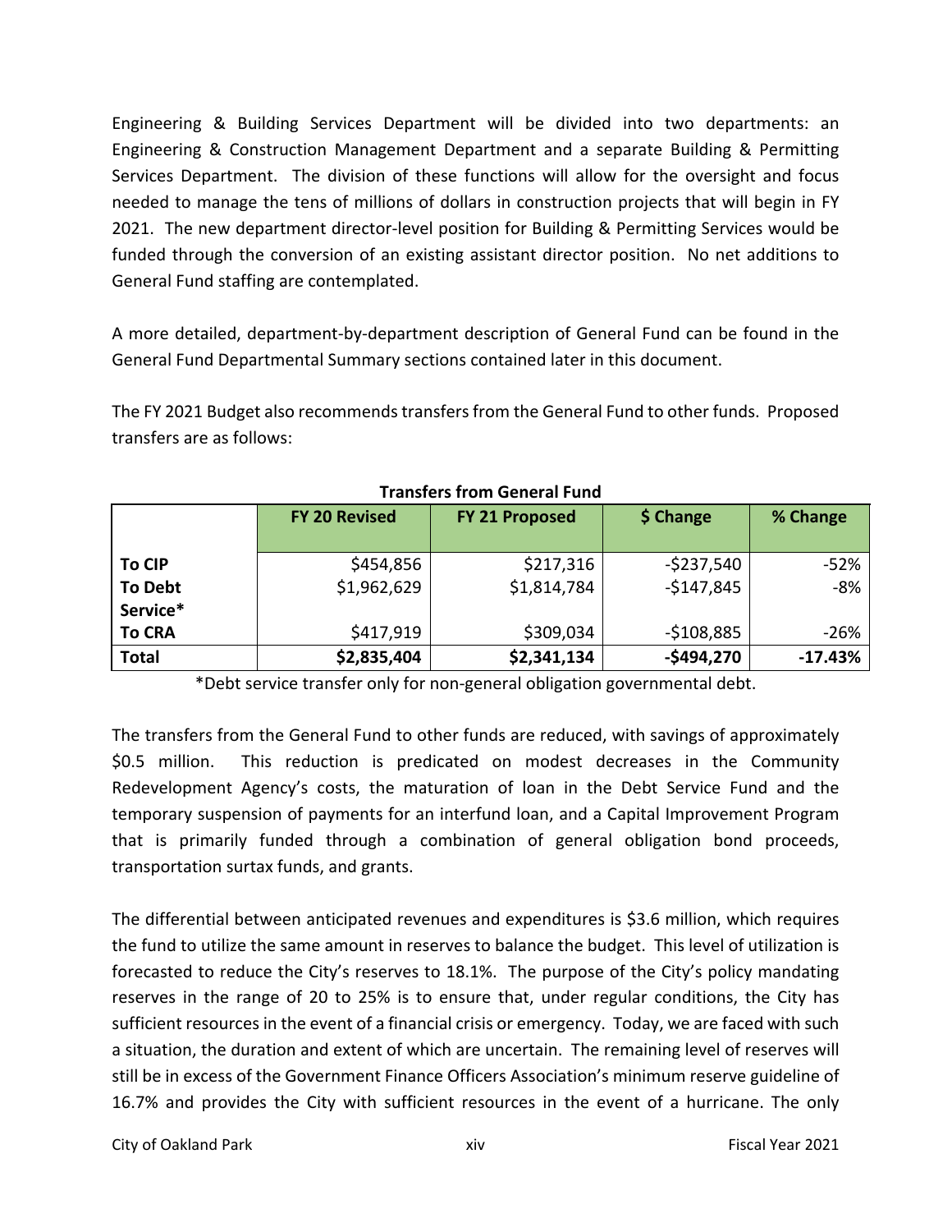Engineering & Building Services Department will be divided into two departments: an Engineering & Construction Management Department and a separate Building & Permitting Services Department. The division of these functions will allow for the oversight and focus needed to manage the tens of millions of dollars in construction projects that will begin in FY 2021. The new department director-level position for Building & Permitting Services would be funded through the conversion of an existing assistant director position. No net additions to General Fund staffing are contemplated.

A more detailed, department-by-department description of General Fund can be found in the General Fund Departmental Summary sections contained later in this document.

The FY 2021 Budget also recommends transfers from the General Fund to other funds. Proposed transfers are as follows:

**Transfers from General Fund**

| | FY 20 Revised | FY 21 Proposed | $ Change | % Change |
|---|---|---|---|---|
| **To CIP** | $454,856 | $217,316 | -$237,540 | -52% |
| **To Debt Service*** | $1,962,629 | $1,814,784 | -$147,845 | -8% |
| **To CRA** | $417,919 | $309,034 | -$108,885 | -26% |
| **Total** | **$2,835,404** | **$2,341,134** | **-$494,270** | **-17.43%** |

*Debt service transfer only for non-general obligation governmental debt.

The transfers from the General Fund to other funds are reduced, with savings of approximately $0.5 million. This reduction is predicated on modest decreases in the Community Redevelopment Agency's costs, the maturation of loan in the Debt Service Fund and the temporary suspension of payments for an interfund loan, and a Capital Improvement Program that is primarily funded through a combination of general obligation bond proceeds, transportation surtax funds, and grants.

The differential between anticipated revenues and expenditures is $3.6 million, which requires the fund to utilize the same amount in reserves to balance the budget. This level of utilization is forecasted to reduce the City's reserves to 18.1%. The purpose of the City's policy mandating reserves in the range of 20 to 25% is to ensure that, under regular conditions, the City has sufficient resources in the event of a financial crisis or emergency. Today, we are faced with such a situation, the duration and extent of which are uncertain. The remaining level of reserves will still be in excess of the Government Finance Officers Association's minimum reserve guideline of 16.7% and provides the City with sufficient resources in the event of a hurricane. The only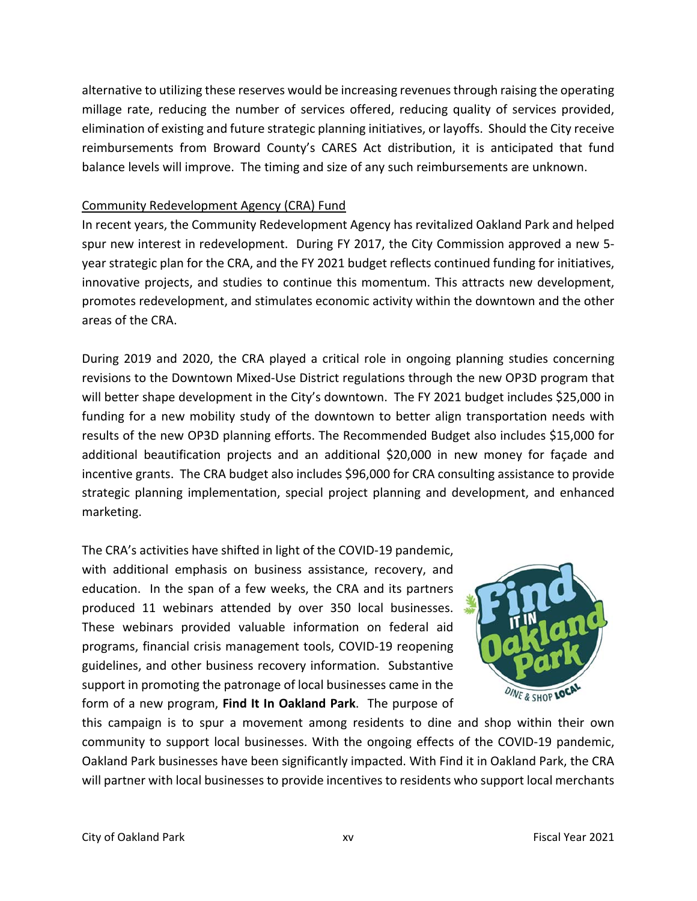alternative to utilizing these reserves would be increasing revenues through raising the operating millage rate, reducing the number of services offered, reducing quality of services provided, elimination of existing and future strategic planning initiatives, or layoffs. Should the City receive reimbursements from Broward County's CARES Act distribution, it is anticipated that fund balance levels will improve. The timing and size of any such reimbursements are unknown.

Community Redevelopment Agency (CRA) Fund

In recent years, the Community Redevelopment Agency has revitalized Oakland Park and helped spur new interest in redevelopment. During FY 2017, the City Commission approved a new 5-year strategic plan for the CRA, and the FY 2021 budget reflects continued funding for initiatives, innovative projects, and studies to continue this momentum. This attracts new development, promotes redevelopment, and stimulates economic activity within the downtown and the other areas of the CRA.

During 2019 and 2020, the CRA played a critical role in ongoing planning studies concerning revisions to the Downtown Mixed-Use District regulations through the new OP3D program that will better shape development in the City's downtown. The FY 2021 budget includes $25,000 in funding for a new mobility study of the downtown to better align transportation needs with results of the new OP3D planning efforts. The Recommended Budget also includes $15,000 for additional beautification projects and an additional $20,000 in new money for façade and incentive grants. The CRA budget also includes $96,000 for CRA consulting assistance to provide strategic planning implementation, special project planning and development, and enhanced marketing.

The CRA's activities have shifted in light of the COVID-19 pandemic, with additional emphasis on business assistance, recovery, and education. In the span of a few weeks, the CRA and its partners produced 11 webinars attended by over 350 local businesses. These webinars provided valuable information on federal aid programs, financial crisis management tools, COVID-19 reopening guidelines, and other business recovery information. Substantive support in promoting the patronage of local businesses came in the form of a new program, **Find It In Oakland Park**. The purpose of this campaign is to spur a movement among residents to dine and shop within their own community to support local businesses. With the ongoing effects of the COVID-19 pandemic, Oakland Park businesses have been significantly impacted. With Find it in Oakland Park, the CRA will partner with local businesses to provide incentives to residents who support local merchants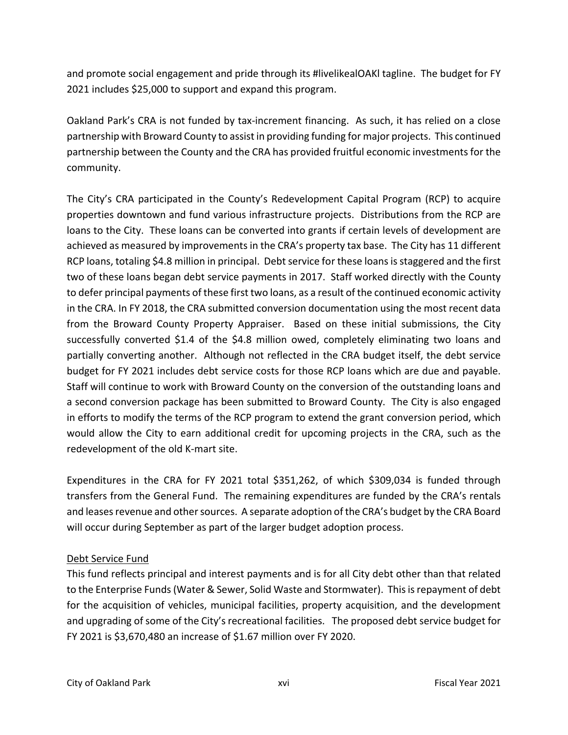and promote social engagement and pride through its #livelikealOAKl tagline. The budget for FY 2021 includes $25,000 to support and expand this program.

Oakland Park's CRA is not funded by tax-increment financing. As such, it has relied on a close partnership with Broward County to assist in providing funding for major projects. This continued partnership between the County and the CRA has provided fruitful economic investments for the community.

The City's CRA participated in the County's Redevelopment Capital Program (RCP) to acquire properties downtown and fund various infrastructure projects. Distributions from the RCP are loans to the City. These loans can be converted into grants if certain levels of development are achieved as measured by improvements in the CRA's property tax base. The City has 11 different RCP loans, totaling $4.8 million in principal. Debt service for these loans is staggered and the first two of these loans began debt service payments in 2017. Staff worked directly with the County to defer principal payments of these first two loans, as a result of the continued economic activity in the CRA. In FY 2018, the CRA submitted conversion documentation using the most recent data from the Broward County Property Appraiser. Based on these initial submissions, the City successfully converted $1.4 of the $4.8 million owed, completely eliminating two loans and partially converting another. Although not reflected in the CRA budget itself, the debt service budget for FY 2021 includes debt service costs for those RCP loans which are due and payable. Staff will continue to work with Broward County on the conversion of the outstanding loans and a second conversion package has been submitted to Broward County. The City is also engaged in efforts to modify the terms of the RCP program to extend the grant conversion period, which would allow the City to earn additional credit for upcoming projects in the CRA, such as the redevelopment of the old K-mart site.

Expenditures in the CRA for FY 2021 total $351,262, of which $309,034 is funded through transfers from the General Fund. The remaining expenditures are funded by the CRA's rentals and leases revenue and other sources. A separate adoption of the CRA's budget by the CRA Board will occur during September as part of the larger budget adoption process.

Debt Service Fund

This fund reflects principal and interest payments and is for all City debt other than that related to the Enterprise Funds (Water & Sewer, Solid Waste and Stormwater). This is repayment of debt for the acquisition of vehicles, municipal facilities, property acquisition, and the development and upgrading of some of the City's recreational facilities. The proposed debt service budget for FY 2021 is $3,670,480 an increase of $1.67 million over FY 2020.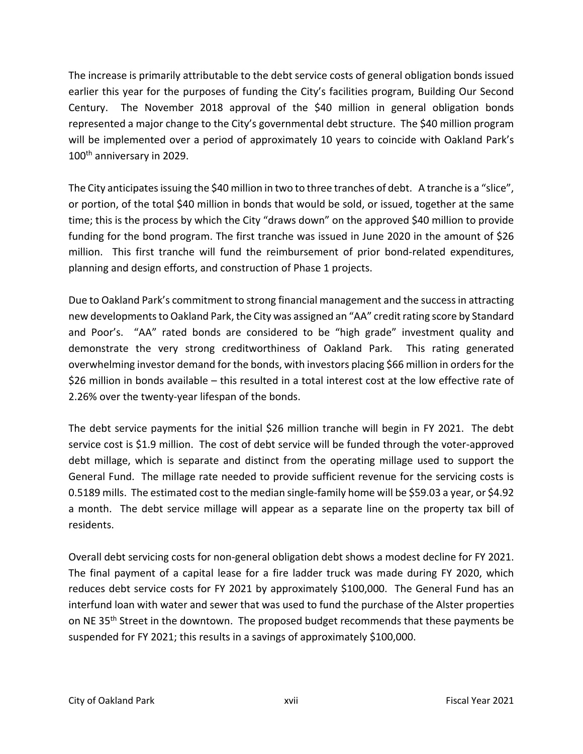The increase is primarily attributable to the debt service costs of general obligation bonds issued earlier this year for the purposes of funding the City's facilities program, Building Our Second Century. The November 2018 approval of the $40 million in general obligation bonds represented a major change to the City's governmental debt structure. The $40 million program will be implemented over a period of approximately 10 years to coincide with Oakland Park's 100th anniversary in 2029.

The City anticipates issuing the $40 million in two to three tranches of debt. A tranche is a "slice", or portion, of the total $40 million in bonds that would be sold, or issued, together at the same time; this is the process by which the City "draws down" on the approved $40 million to provide funding for the bond program. The first tranche was issued in June 2020 in the amount of $26 million. This first tranche will fund the reimbursement of prior bond-related expenditures, planning and design efforts, and construction of Phase 1 projects.

Due to Oakland Park's commitment to strong financial management and the success in attracting new developments to Oakland Park, the City was assigned an "AA" credit rating score by Standard and Poor's. "AA" rated bonds are considered to be "high grade" investment quality and demonstrate the very strong creditworthiness of Oakland Park. This rating generated overwhelming investor demand for the bonds, with investors placing $66 million in orders for the $26 million in bonds available – this resulted in a total interest cost at the low effective rate of 2.26% over the twenty-year lifespan of the bonds.

The debt service payments for the initial $26 million tranche will begin in FY 2021. The debt service cost is $1.9 million. The cost of debt service will be funded through the voter-approved debt millage, which is separate and distinct from the operating millage used to support the General Fund. The millage rate needed to provide sufficient revenue for the servicing costs is 0.5189 mills. The estimated cost to the median single-family home will be $59.03 a year, or $4.92 a month. The debt service millage will appear as a separate line on the property tax bill of residents.

Overall debt servicing costs for non-general obligation debt shows a modest decline for FY 2021. The final payment of a capital lease for a fire ladder truck was made during FY 2020, which reduces debt service costs for FY 2021 by approximately $100,000. The General Fund has an interfund loan with water and sewer that was used to fund the purchase of the Alster properties on NE 35th Street in the downtown. The proposed budget recommends that these payments be suspended for FY 2021; this results in a savings of approximately $100,000.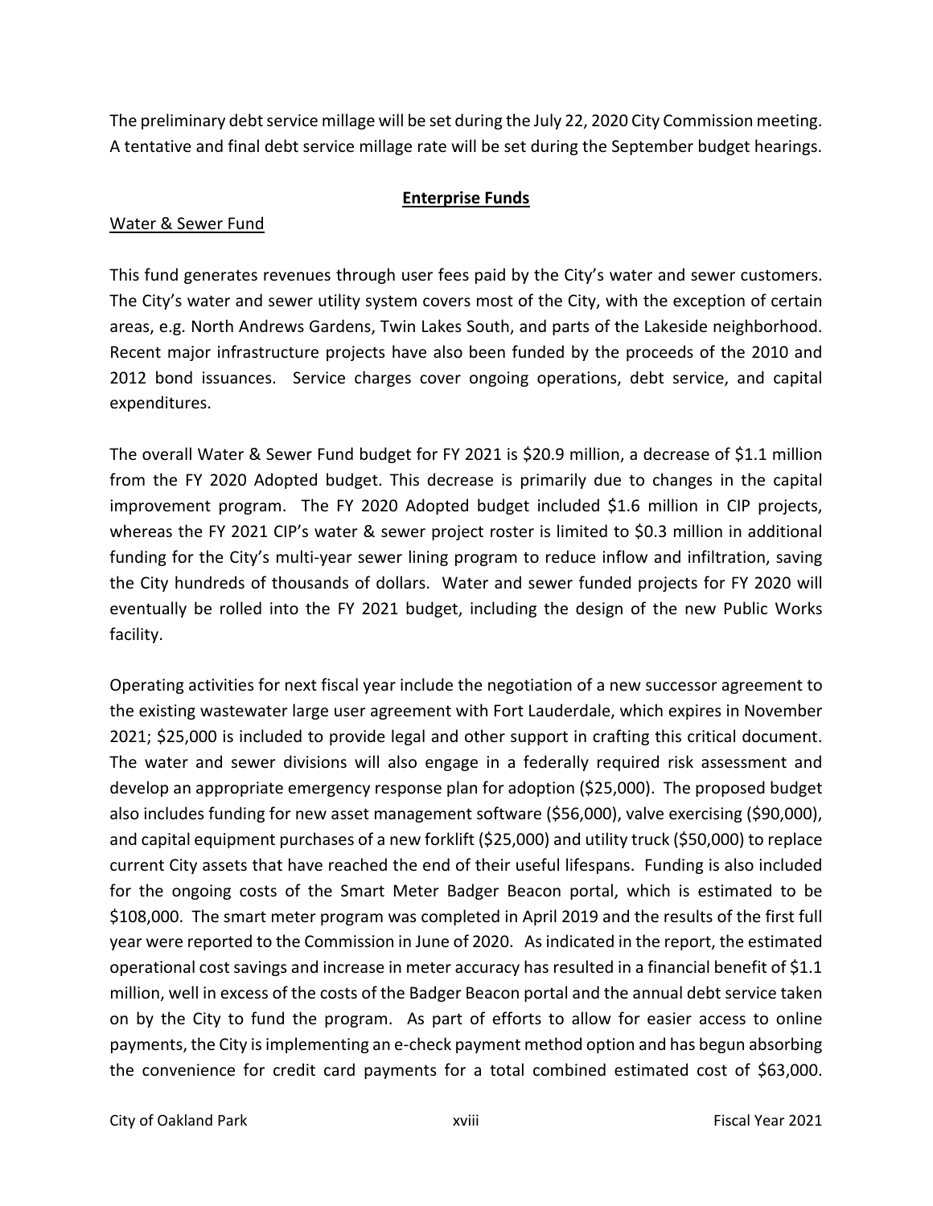The preliminary debt service millage will be set during the July 22, 2020 City Commission meeting. A tentative and final debt service millage rate will be set during the September budget hearings.

## Enterprise Funds

### Water & Sewer Fund

This fund generates revenues through user fees paid by the City's water and sewer customers. The City's water and sewer utility system covers most of the City, with the exception of certain areas, e.g. North Andrews Gardens, Twin Lakes South, and parts of the Lakeside neighborhood. Recent major infrastructure projects have also been funded by the proceeds of the 2010 and 2012 bond issuances. Service charges cover ongoing operations, debt service, and capital expenditures.

The overall Water & Sewer Fund budget for FY 2021 is $20.9 million, a decrease of $1.1 million from the FY 2020 Adopted budget. This decrease is primarily due to changes in the capital improvement program. The FY 2020 Adopted budget included $1.6 million in CIP projects, whereas the FY 2021 CIP's water & sewer project roster is limited to $0.3 million in additional funding for the City's multi-year sewer lining program to reduce inflow and infiltration, saving the City hundreds of thousands of dollars. Water and sewer funded projects for FY 2020 will eventually be rolled into the FY 2021 budget, including the design of the new Public Works facility.

Operating activities for next fiscal year include the negotiation of a new successor agreement to the existing wastewater large user agreement with Fort Lauderdale, which expires in November 2021; $25,000 is included to provide legal and other support in crafting this critical document. The water and sewer divisions will also engage in a federally required risk assessment and develop an appropriate emergency response plan for adoption ($25,000). The proposed budget also includes funding for new asset management software ($56,000), valve exercising ($90,000), and capital equipment purchases of a new forklift ($25,000) and utility truck ($50,000) to replace current City assets that have reached the end of their useful lifespans. Funding is also included for the ongoing costs of the Smart Meter Badger Beacon portal, which is estimated to be $108,000. The smart meter program was completed in April 2019 and the results of the first full year were reported to the Commission in June of 2020. As indicated in the report, the estimated operational cost savings and increase in meter accuracy has resulted in a financial benefit of $1.1 million, well in excess of the costs of the Badger Beacon portal and the annual debt service taken on by the City to fund the program. As part of efforts to allow for easier access to online payments, the City is implementing an e-check payment method option and has begun absorbing the convenience for credit card payments for a total combined estimated cost of $63,000.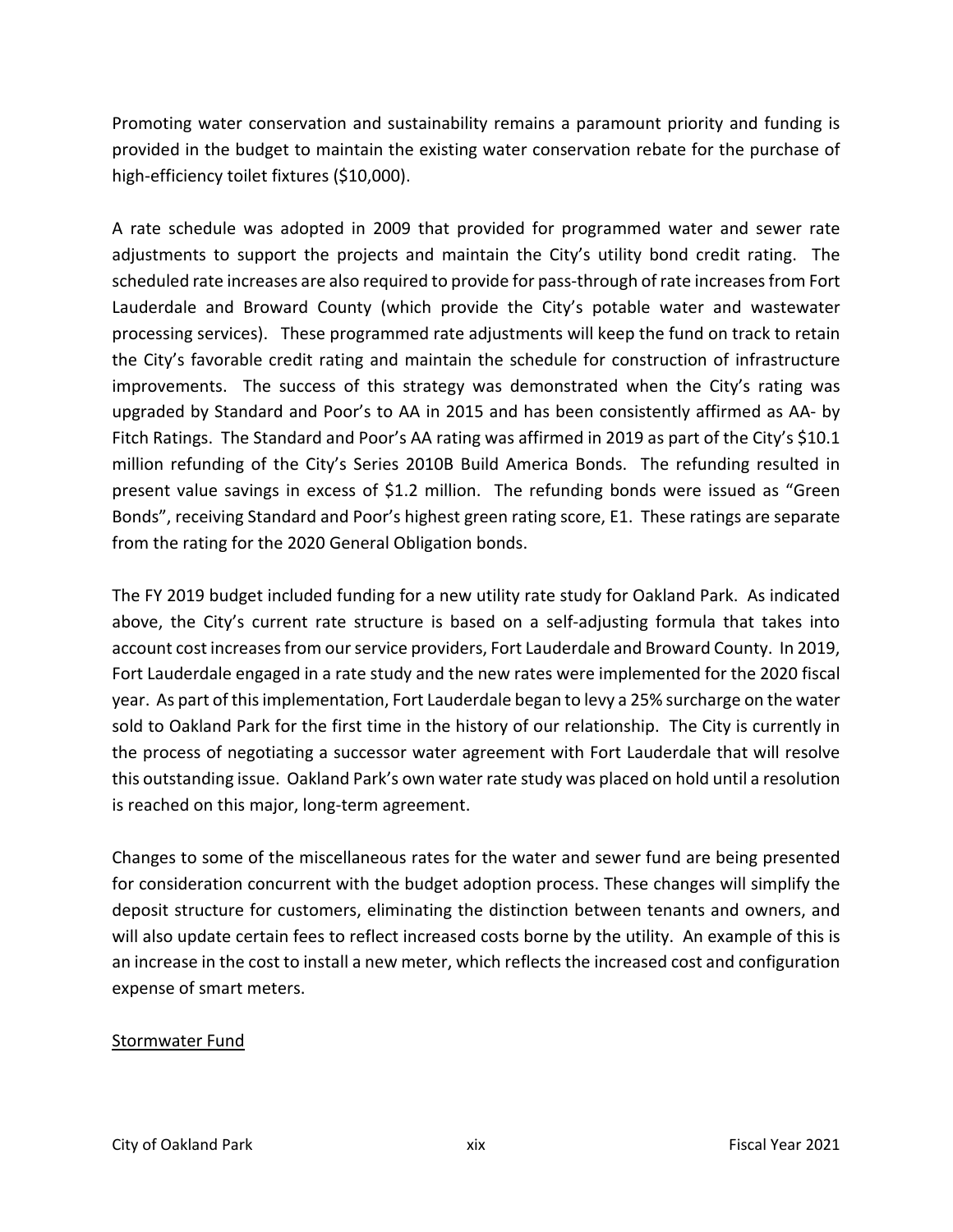Promoting water conservation and sustainability remains a paramount priority and funding is provided in the budget to maintain the existing water conservation rebate for the purchase of high-efficiency toilet fixtures ($10,000).

A rate schedule was adopted in 2009 that provided for programmed water and sewer rate adjustments to support the projects and maintain the City's utility bond credit rating. The scheduled rate increases are also required to provide for pass-through of rate increases from Fort Lauderdale and Broward County (which provide the City's potable water and wastewater processing services). These programmed rate adjustments will keep the fund on track to retain the City's favorable credit rating and maintain the schedule for construction of infrastructure improvements. The success of this strategy was demonstrated when the City's rating was upgraded by Standard and Poor's to AA in 2015 and has been consistently affirmed as AA- by Fitch Ratings. The Standard and Poor's AA rating was affirmed in 2019 as part of the City's $10.1 million refunding of the City's Series 2010B Build America Bonds. The refunding resulted in present value savings in excess of $1.2 million. The refunding bonds were issued as "Green Bonds", receiving Standard and Poor's highest green rating score, E1. These ratings are separate from the rating for the 2020 General Obligation bonds.

The FY 2019 budget included funding for a new utility rate study for Oakland Park. As indicated above, the City's current rate structure is based on a self-adjusting formula that takes into account cost increases from our service providers, Fort Lauderdale and Broward County. In 2019, Fort Lauderdale engaged in a rate study and the new rates were implemented for the 2020 fiscal year. As part of this implementation, Fort Lauderdale began to levy a 25% surcharge on the water sold to Oakland Park for the first time in the history of our relationship. The City is currently in the process of negotiating a successor water agreement with Fort Lauderdale that will resolve this outstanding issue. Oakland Park's own water rate study was placed on hold until a resolution is reached on this major, long-term agreement.

Changes to some of the miscellaneous rates for the water and sewer fund are being presented for consideration concurrent with the budget adoption process. These changes will simplify the deposit structure for customers, eliminating the distinction between tenants and owners, and will also update certain fees to reflect increased costs borne by the utility. An example of this is an increase in the cost to install a new meter, which reflects the increased cost and configuration expense of smart meters.

Stormwater Fund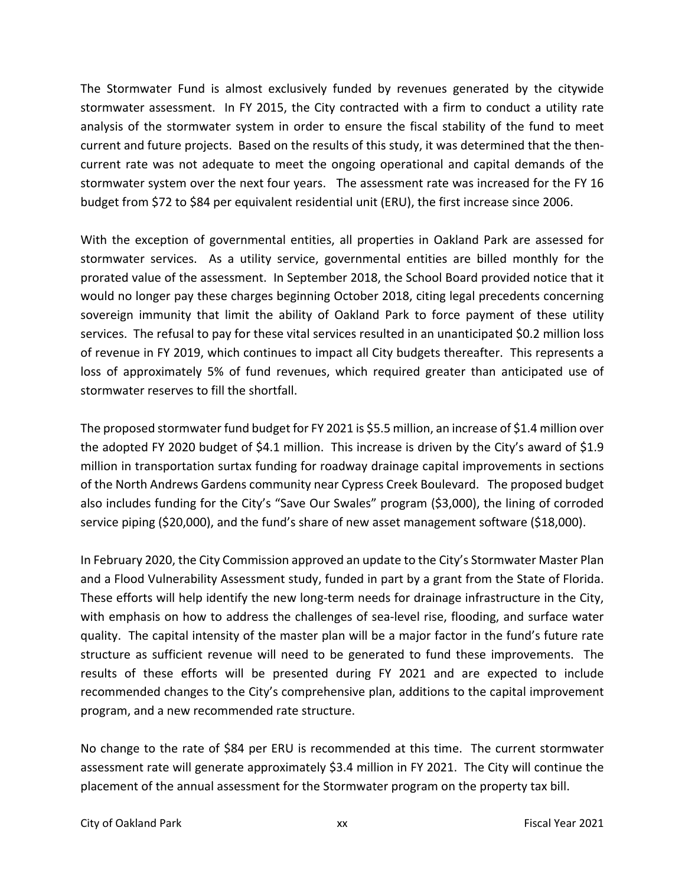The Stormwater Fund is almost exclusively funded by revenues generated by the citywide stormwater assessment. In FY 2015, the City contracted with a firm to conduct a utility rate analysis of the stormwater system in order to ensure the fiscal stability of the fund to meet current and future projects. Based on the results of this study, it was determined that the then-current rate was not adequate to meet the ongoing operational and capital demands of the stormwater system over the next four years. The assessment rate was increased for the FY 16 budget from $72 to $84 per equivalent residential unit (ERU), the first increase since 2006.

With the exception of governmental entities, all properties in Oakland Park are assessed for stormwater services. As a utility service, governmental entities are billed monthly for the prorated value of the assessment. In September 2018, the School Board provided notice that it would no longer pay these charges beginning October 2018, citing legal precedents concerning sovereign immunity that limit the ability of Oakland Park to force payment of these utility services. The refusal to pay for these vital services resulted in an unanticipated $0.2 million loss of revenue in FY 2019, which continues to impact all City budgets thereafter. This represents a loss of approximately 5% of fund revenues, which required greater than anticipated use of stormwater reserves to fill the shortfall.

The proposed stormwater fund budget for FY 2021 is $5.5 million, an increase of $1.4 million over the adopted FY 2020 budget of $4.1 million. This increase is driven by the City's award of $1.9 million in transportation surtax funding for roadway drainage capital improvements in sections of the North Andrews Gardens community near Cypress Creek Boulevard. The proposed budget also includes funding for the City's "Save Our Swales" program ($3,000), the lining of corroded service piping ($20,000), and the fund's share of new asset management software ($18,000).

In February 2020, the City Commission approved an update to the City's Stormwater Master Plan and a Flood Vulnerability Assessment study, funded in part by a grant from the State of Florida. These efforts will help identify the new long-term needs for drainage infrastructure in the City, with emphasis on how to address the challenges of sea-level rise, flooding, and surface water quality. The capital intensity of the master plan will be a major factor in the fund's future rate structure as sufficient revenue will need to be generated to fund these improvements. The results of these efforts will be presented during FY 2021 and are expected to include recommended changes to the City's comprehensive plan, additions to the capital improvement program, and a new recommended rate structure.

No change to the rate of $84 per ERU is recommended at this time. The current stormwater assessment rate will generate approximately $3.4 million in FY 2021. The City will continue the placement of the annual assessment for the Stormwater program on the property tax bill.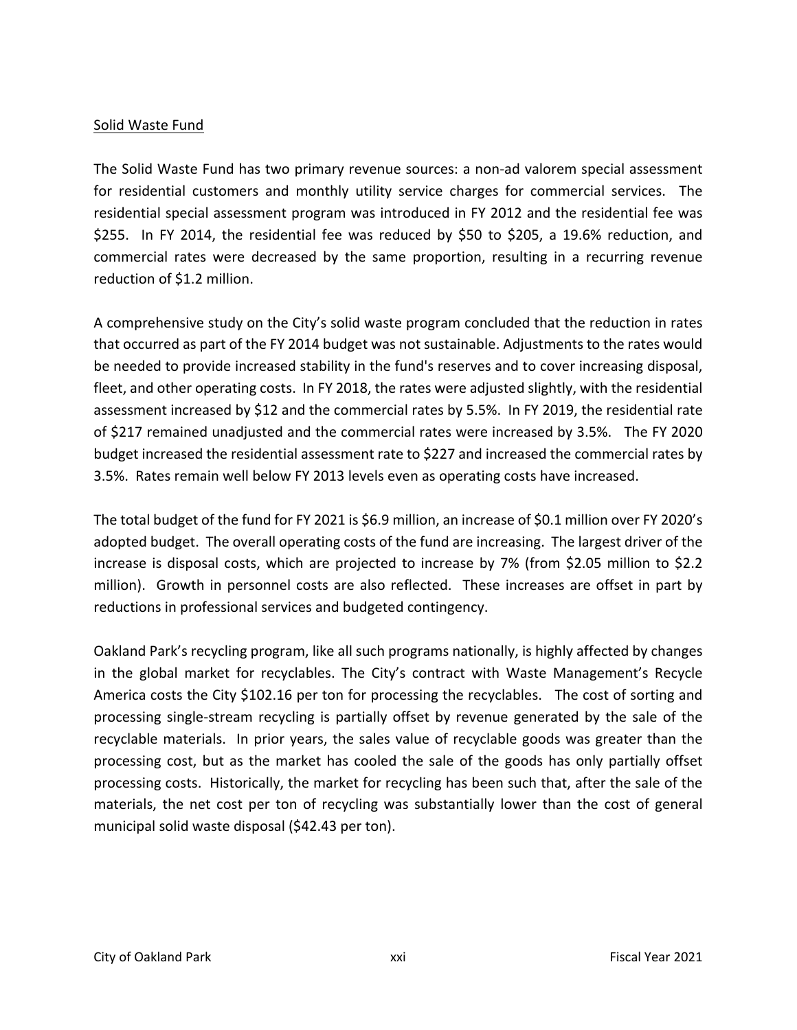Solid Waste Fund

The Solid Waste Fund has two primary revenue sources: a non-ad valorem special assessment for residential customers and monthly utility service charges for commercial services. The residential special assessment program was introduced in FY 2012 and the residential fee was $255. In FY 2014, the residential fee was reduced by $50 to $205, a 19.6% reduction, and commercial rates were decreased by the same proportion, resulting in a recurring revenue reduction of $1.2 million.

A comprehensive study on the City's solid waste program concluded that the reduction in rates that occurred as part of the FY 2014 budget was not sustainable. Adjustments to the rates would be needed to provide increased stability in the fund's reserves and to cover increasing disposal, fleet, and other operating costs. In FY 2018, the rates were adjusted slightly, with the residential assessment increased by $12 and the commercial rates by 5.5%. In FY 2019, the residential rate of $217 remained unadjusted and the commercial rates were increased by 3.5%. The FY 2020 budget increased the residential assessment rate to $227 and increased the commercial rates by 3.5%. Rates remain well below FY 2013 levels even as operating costs have increased.

The total budget of the fund for FY 2021 is $6.9 million, an increase of $0.1 million over FY 2020's adopted budget. The overall operating costs of the fund are increasing. The largest driver of the increase is disposal costs, which are projected to increase by 7% (from $2.05 million to $2.2 million). Growth in personnel costs are also reflected. These increases are offset in part by reductions in professional services and budgeted contingency.

Oakland Park's recycling program, like all such programs nationally, is highly affected by changes in the global market for recyclables. The City's contract with Waste Management's Recycle America costs the City $102.16 per ton for processing the recyclables. The cost of sorting and processing single-stream recycling is partially offset by revenue generated by the sale of the recyclable materials. In prior years, the sales value of recyclable goods was greater than the processing cost, but as the market has cooled the sale of the goods has only partially offset processing costs. Historically, the market for recycling has been such that, after the sale of the materials, the net cost per ton of recycling was substantially lower than the cost of general municipal solid waste disposal ($42.43 per ton).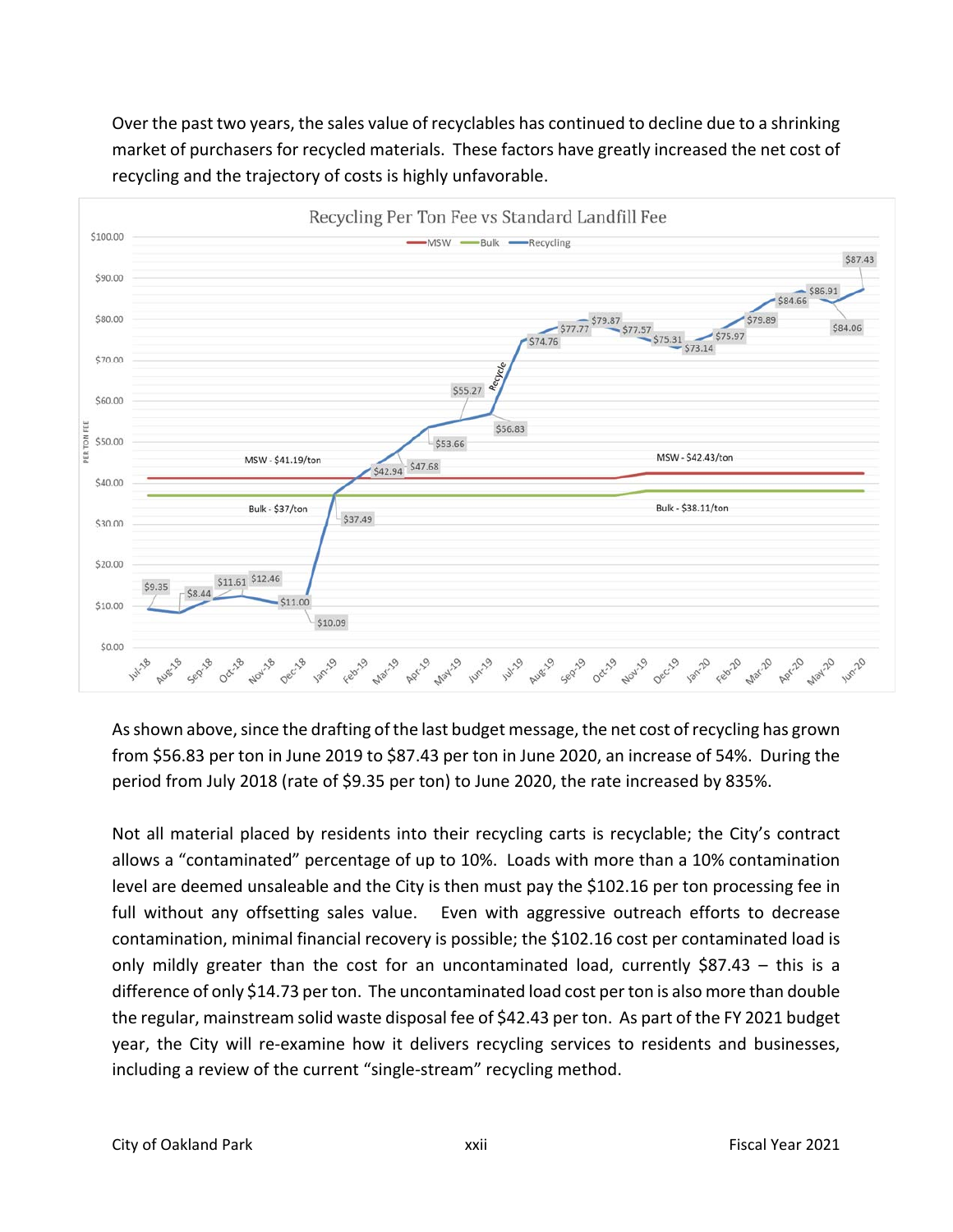Over the past two years, the sales value of recyclables has continued to decline due to a shrinking market of purchasers for recycled materials. These factors have greatly increased the net cost of recycling and the trajectory of costs is highly unfavorable.

**Recycling Per Ton Fee vs Standard Landfill Fee**

Legend: MSW, Bulk, Recycling

MSW - $41.19/ton (Jul-18 to Oct-19); MSW - $42.43/ton (from Nov-19)

Bulk - $37/ton (Jul-18 to Oct-19); Bulk - $38.11/ton (from Nov-19)

| Month | Recycling (Per Ton Fee) |
|---|---|
| Jul-18 | $9.35 |
| Aug-18 | $8.44 |
| Sep-18 | $11.61 |
| Oct-18 | $12.46 |
| Nov-18 | $11.00 |
| Dec-18 | $10.09 |
| Jan-19 | $37.49 |
| Feb-19 | $42.94 |
| Mar-19 | $47.68 |
| Apr-19 | $53.66 |
| May-19 | $55.27 |
| Jun-19 | $56.83 |
| Jul-19 | $74.76 |
| Aug-19 | $77.77 |
| Sep-19 | $79.87 |
| Oct-19 | $77.57 |
| Nov-19 | $75.31 |
| Dec-19 | $73.14 |
| Jan-20 | $75.97 |
| Feb-20 | $79.89 |
| Mar-20 | $84.66 |
| Apr-20 | $86.91 |
| May-20 | $84.06 |
| Jun-20 | $87.43 |

As shown above, since the drafting of the last budget message, the net cost of recycling has grown from $56.83 per ton in June 2019 to $87.43 per ton in June 2020, an increase of 54%. During the period from July 2018 (rate of $9.35 per ton) to June 2020, the rate increased by 835%.

Not all material placed by residents into their recycling carts is recyclable; the City's contract allows a "contaminated" percentage of up to 10%. Loads with more than a 10% contamination level are deemed unsaleable and the City is then must pay the $102.16 per ton processing fee in full without any offsetting sales value. Even with aggressive outreach efforts to decrease contamination, minimal financial recovery is possible; the $102.16 cost per contaminated load is only mildly greater than the cost for an uncontaminated load, currently $87.43 – this is a difference of only $14.73 per ton. The uncontaminated load cost per ton is also more than double the regular, mainstream solid waste disposal fee of $42.43 per ton. As part of the FY 2021 budget year, the City will re-examine how it delivers recycling services to residents and businesses, including a review of the current "single-stream" recycling method.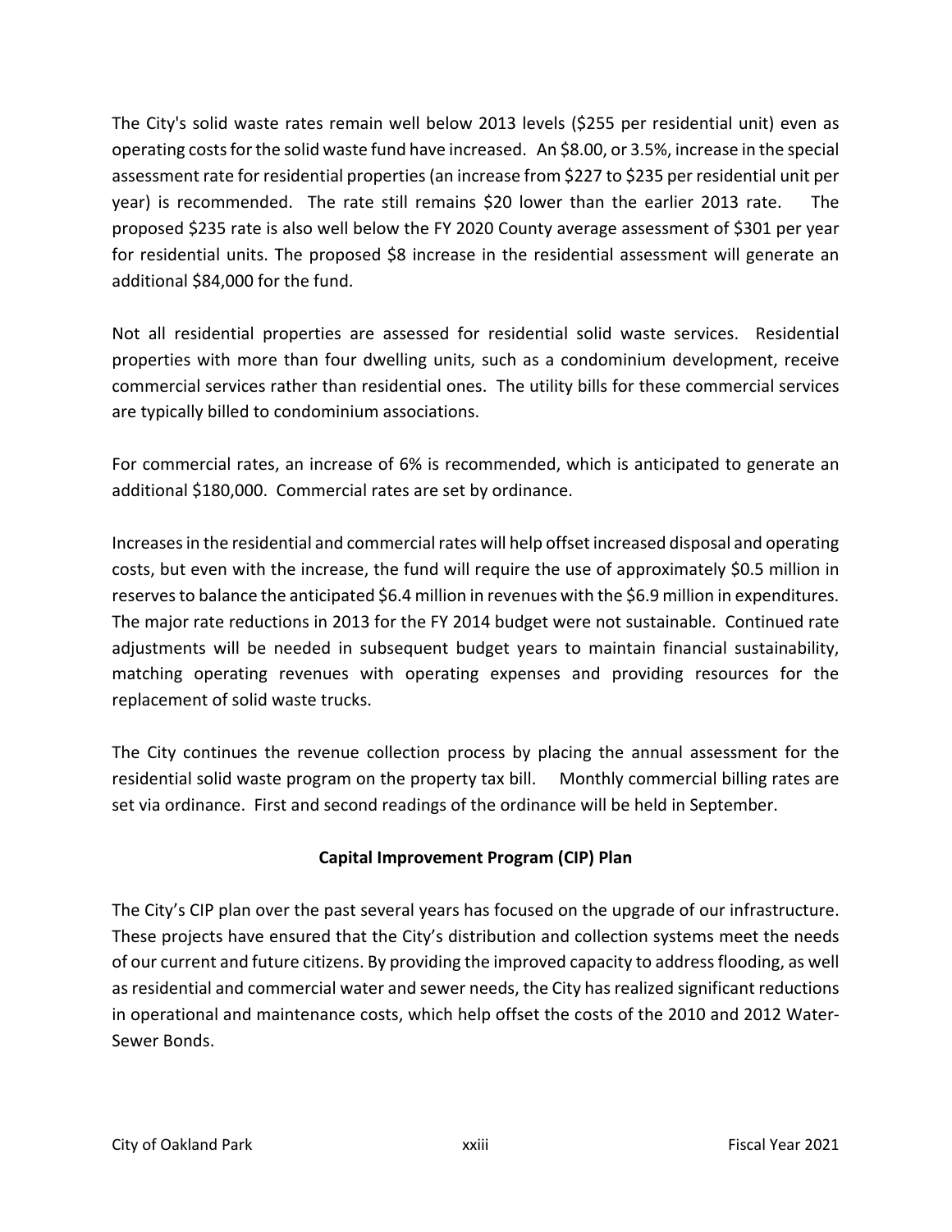The City's solid waste rates remain well below 2013 levels ($255 per residential unit) even as operating costs for the solid waste fund have increased. An $8.00, or 3.5%, increase in the special assessment rate for residential properties (an increase from $227 to $235 per residential unit per year) is recommended. The rate still remains $20 lower than the earlier 2013 rate. The proposed $235 rate is also well below the FY 2020 County average assessment of $301 per year for residential units. The proposed $8 increase in the residential assessment will generate an additional $84,000 for the fund.

Not all residential properties are assessed for residential solid waste services. Residential properties with more than four dwelling units, such as a condominium development, receive commercial services rather than residential ones. The utility bills for these commercial services are typically billed to condominium associations.

For commercial rates, an increase of 6% is recommended, which is anticipated to generate an additional $180,000. Commercial rates are set by ordinance.

Increases in the residential and commercial rates will help offset increased disposal and operating costs, but even with the increase, the fund will require the use of approximately $0.5 million in reserves to balance the anticipated $6.4 million in revenues with the $6.9 million in expenditures. The major rate reductions in 2013 for the FY 2014 budget were not sustainable. Continued rate adjustments will be needed in subsequent budget years to maintain financial sustainability, matching operating revenues with operating expenses and providing resources for the replacement of solid waste trucks.

The City continues the revenue collection process by placing the annual assessment for the residential solid waste program on the property tax bill. Monthly commercial billing rates are set via ordinance. First and second readings of the ordinance will be held in September.

## Capital Improvement Program (CIP) Plan

The City's CIP plan over the past several years has focused on the upgrade of our infrastructure. These projects have ensured that the City's distribution and collection systems meet the needs of our current and future citizens. By providing the improved capacity to address flooding, as well as residential and commercial water and sewer needs, the City has realized significant reductions in operational and maintenance costs, which help offset the costs of the 2010 and 2012 Water-Sewer Bonds.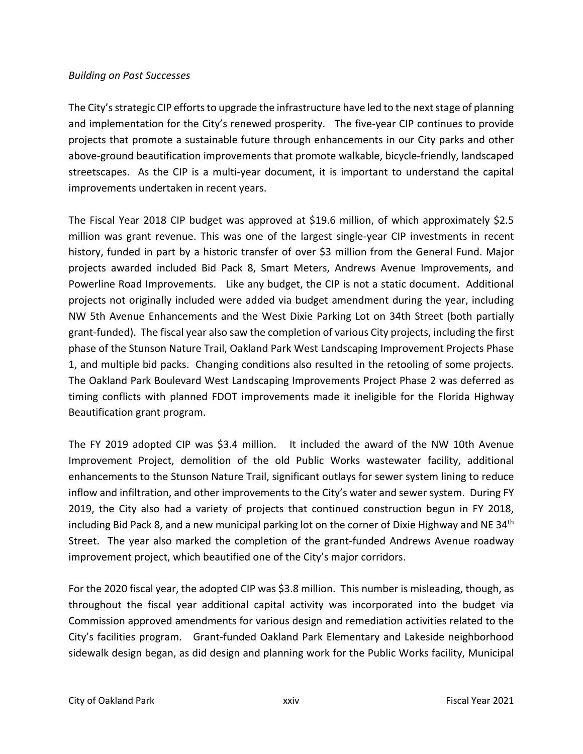*Building on Past Successes*

The City's strategic CIP efforts to upgrade the infrastructure have led to the next stage of planning and implementation for the City's renewed prosperity. The five-year CIP continues to provide projects that promote a sustainable future through enhancements in our City parks and other above-ground beautification improvements that promote walkable, bicycle-friendly, landscaped streetscapes. As the CIP is a multi-year document, it is important to understand the capital improvements undertaken in recent years.

The Fiscal Year 2018 CIP budget was approved at $19.6 million, of which approximately $2.5 million was grant revenue. This was one of the largest single-year CIP investments in recent history, funded in part by a historic transfer of over $3 million from the General Fund. Major projects awarded included Bid Pack 8, Smart Meters, Andrews Avenue Improvements, and Powerline Road Improvements. Like any budget, the CIP is not a static document. Additional projects not originally included were added via budget amendment during the year, including NW 5th Avenue Enhancements and the West Dixie Parking Lot on 34th Street (both partially grant-funded). The fiscal year also saw the completion of various City projects, including the first phase of the Stunson Nature Trail, Oakland Park West Landscaping Improvement Projects Phase 1, and multiple bid packs. Changing conditions also resulted in the retooling of some projects. The Oakland Park Boulevard West Landscaping Improvements Project Phase 2 was deferred as timing conflicts with planned FDOT improvements made it ineligible for the Florida Highway Beautification grant program.

The FY 2019 adopted CIP was $3.4 million. It included the award of the NW 10th Avenue Improvement Project, demolition of the old Public Works wastewater facility, additional enhancements to the Stunson Nature Trail, significant outlays for sewer system lining to reduce inflow and infiltration, and other improvements to the City's water and sewer system. During FY 2019, the City also had a variety of projects that continued construction begun in FY 2018, including Bid Pack 8, and a new municipal parking lot on the corner of Dixie Highway and NE 34th Street. The year also marked the completion of the grant-funded Andrews Avenue roadway improvement project, which beautified one of the City's major corridors.

For the 2020 fiscal year, the adopted CIP was $3.8 million. This number is misleading, though, as throughout the fiscal year additional capital activity was incorporated into the budget via Commission approved amendments for various design and remediation activities related to the City's facilities program. Grant-funded Oakland Park Elementary and Lakeside neighborhood sidewalk design began, as did design and planning work for the Public Works facility, Municipal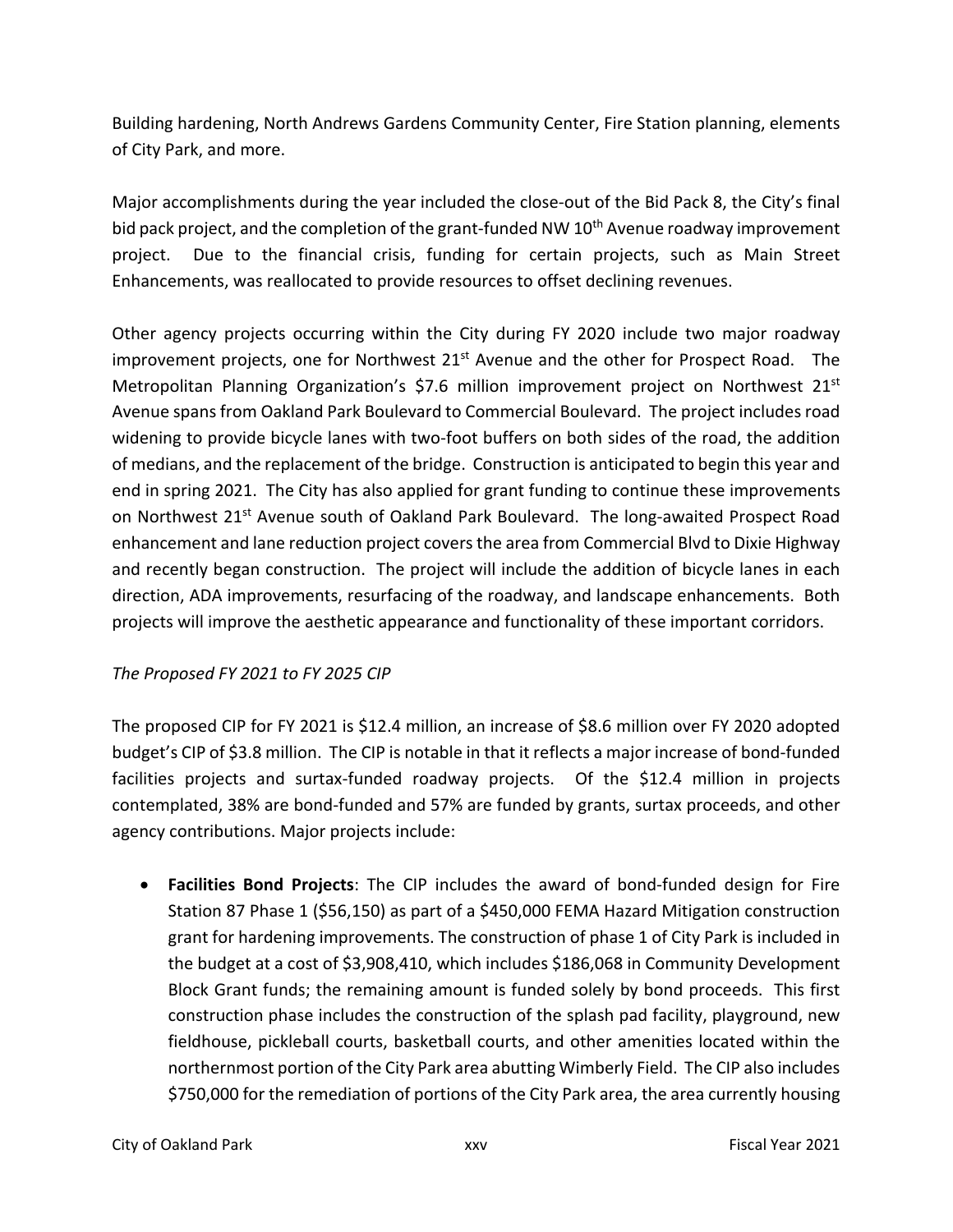Building hardening, North Andrews Gardens Community Center, Fire Station planning, elements of City Park, and more.

Major accomplishments during the year included the close-out of the Bid Pack 8, the City's final bid pack project, and the completion of the grant-funded NW 10th Avenue roadway improvement project. Due to the financial crisis, funding for certain projects, such as Main Street Enhancements, was reallocated to provide resources to offset declining revenues.

Other agency projects occurring within the City during FY 2020 include two major roadway improvement projects, one for Northwest 21st Avenue and the other for Prospect Road. The Metropolitan Planning Organization's $7.6 million improvement project on Northwest 21st Avenue spans from Oakland Park Boulevard to Commercial Boulevard. The project includes road widening to provide bicycle lanes with two-foot buffers on both sides of the road, the addition of medians, and the replacement of the bridge. Construction is anticipated to begin this year and end in spring 2021. The City has also applied for grant funding to continue these improvements on Northwest 21st Avenue south of Oakland Park Boulevard. The long-awaited Prospect Road enhancement and lane reduction project covers the area from Commercial Blvd to Dixie Highway and recently began construction. The project will include the addition of bicycle lanes in each direction, ADA improvements, resurfacing of the roadway, and landscape enhancements. Both projects will improve the aesthetic appearance and functionality of these important corridors.

*The Proposed FY 2021 to FY 2025 CIP*

The proposed CIP for FY 2021 is $12.4 million, an increase of $8.6 million over FY 2020 adopted budget's CIP of $3.8 million. The CIP is notable in that it reflects a major increase of bond-funded facilities projects and surtax-funded roadway projects. Of the $12.4 million in projects contemplated, 38% are bond-funded and 57% are funded by grants, surtax proceeds, and other agency contributions. Major projects include:

- **Facilities Bond Projects**: The CIP includes the award of bond-funded design for Fire Station 87 Phase 1 ($56,150) as part of a $450,000 FEMA Hazard Mitigation construction grant for hardening improvements. The construction of phase 1 of City Park is included in the budget at a cost of $3,908,410, which includes $186,068 in Community Development Block Grant funds; the remaining amount is funded solely by bond proceeds. This first construction phase includes the construction of the splash pad facility, playground, new fieldhouse, pickleball courts, basketball courts, and other amenities located within the northernmost portion of the City Park area abutting Wimberly Field. The CIP also includes $750,000 for the remediation of portions of the City Park area, the area currently housing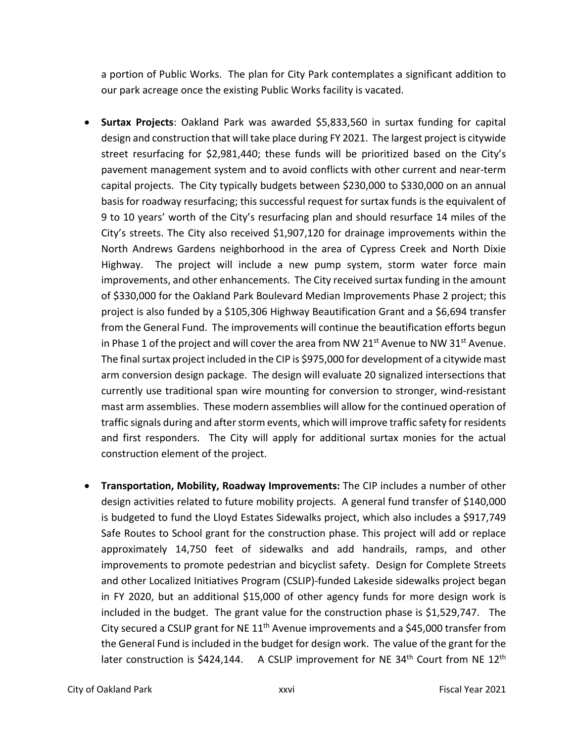a portion of Public Works. The plan for City Park contemplates a significant addition to our park acreage once the existing Public Works facility is vacated.

- **Surtax Projects**: Oakland Park was awarded $5,833,560 in surtax funding for capital design and construction that will take place during FY 2021. The largest project is citywide street resurfacing for $2,981,440; these funds will be prioritized based on the City's pavement management system and to avoid conflicts with other current and near-term capital projects. The City typically budgets between $230,000 to $330,000 on an annual basis for roadway resurfacing; this successful request for surtax funds is the equivalent of 9 to 10 years' worth of the City's resurfacing plan and should resurface 14 miles of the City's streets. The City also received $1,907,120 for drainage improvements within the North Andrews Gardens neighborhood in the area of Cypress Creek and North Dixie Highway. The project will include a new pump system, storm water force main improvements, and other enhancements. The City received surtax funding in the amount of $330,000 for the Oakland Park Boulevard Median Improvements Phase 2 project; this project is also funded by a $105,306 Highway Beautification Grant and a $6,694 transfer from the General Fund. The improvements will continue the beautification efforts begun in Phase 1 of the project and will cover the area from NW 21st Avenue to NW 31st Avenue. The final surtax project included in the CIP is $975,000 for development of a citywide mast arm conversion design package. The design will evaluate 20 signalized intersections that currently use traditional span wire mounting for conversion to stronger, wind-resistant mast arm assemblies. These modern assemblies will allow for the continued operation of traffic signals during and after storm events, which will improve traffic safety for residents and first responders. The City will apply for additional surtax monies for the actual construction element of the project.

- **Transportation, Mobility, Roadway Improvements:** The CIP includes a number of other design activities related to future mobility projects. A general fund transfer of $140,000 is budgeted to fund the Lloyd Estates Sidewalks project, which also includes a $917,749 Safe Routes to School grant for the construction phase. This project will add or replace approximately 14,750 feet of sidewalks and add handrails, ramps, and other improvements to promote pedestrian and bicyclist safety. Design for Complete Streets and other Localized Initiatives Program (CSLIP)-funded Lakeside sidewalks project began in FY 2020, but an additional $15,000 of other agency funds for more design work is included in the budget. The grant value for the construction phase is $1,529,747. The City secured a CSLIP grant for NE 11th Avenue improvements and a $45,000 transfer from the General Fund is included in the budget for design work. The value of the grant for the later construction is $424,144. A CSLIP improvement for NE 34th Court from NE 12th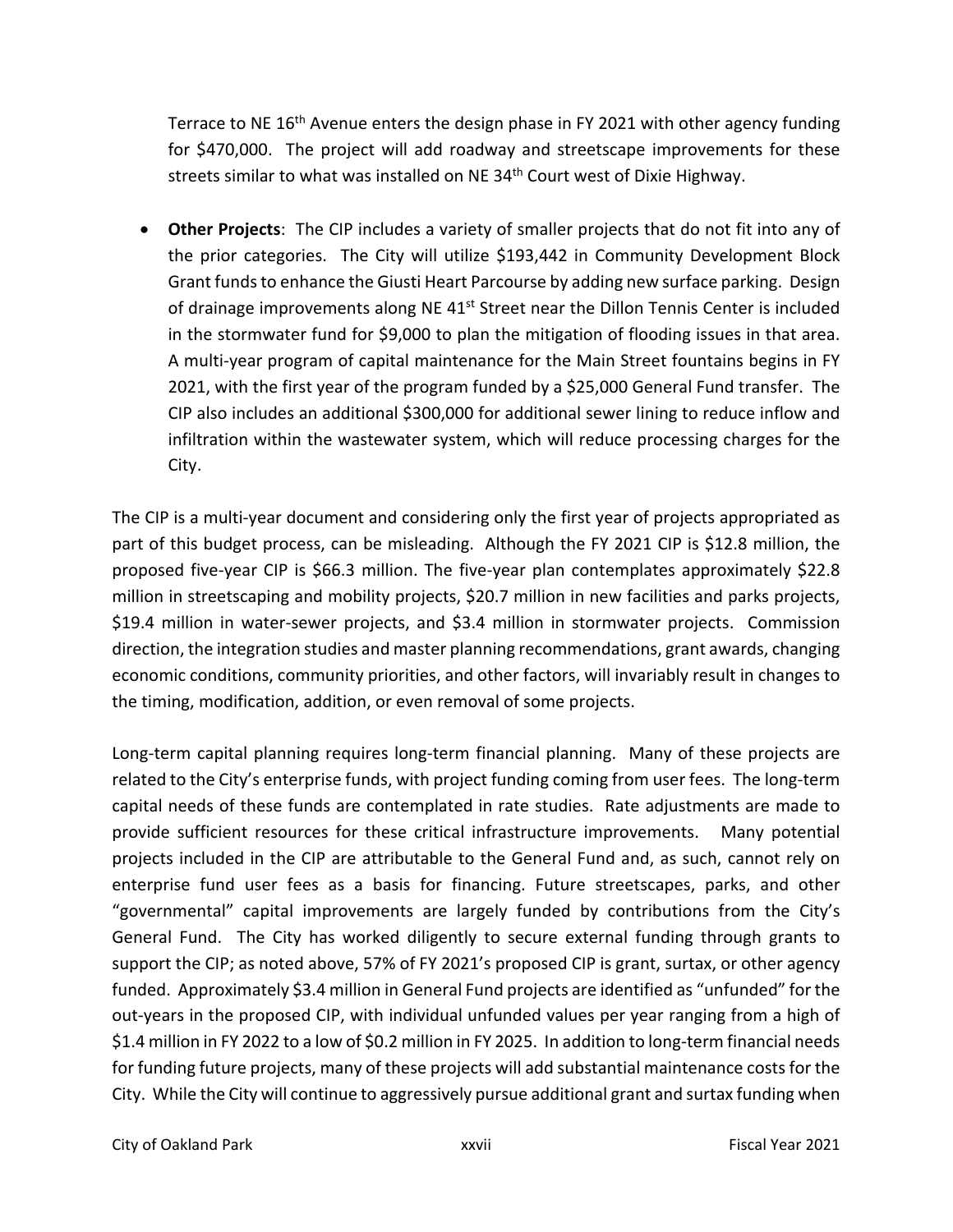Terrace to NE 16th Avenue enters the design phase in FY 2021 with other agency funding for $470,000. The project will add roadway and streetscape improvements for these streets similar to what was installed on NE 34th Court west of Dixie Highway.

- **Other Projects**: The CIP includes a variety of smaller projects that do not fit into any of the prior categories. The City will utilize $193,442 in Community Development Block Grant funds to enhance the Giusti Heart Parcourse by adding new surface parking. Design of drainage improvements along NE 41st Street near the Dillon Tennis Center is included in the stormwater fund for $9,000 to plan the mitigation of flooding issues in that area. A multi-year program of capital maintenance for the Main Street fountains begins in FY 2021, with the first year of the program funded by a $25,000 General Fund transfer. The CIP also includes an additional $300,000 for additional sewer lining to reduce inflow and infiltration within the wastewater system, which will reduce processing charges for the City.

The CIP is a multi-year document and considering only the first year of projects appropriated as part of this budget process, can be misleading. Although the FY 2021 CIP is $12.8 million, the proposed five-year CIP is $66.3 million. The five-year plan contemplates approximately $22.8 million in streetscaping and mobility projects, $20.7 million in new facilities and parks projects, $19.4 million in water-sewer projects, and $3.4 million in stormwater projects. Commission direction, the integration studies and master planning recommendations, grant awards, changing economic conditions, community priorities, and other factors, will invariably result in changes to the timing, modification, addition, or even removal of some projects.

Long-term capital planning requires long-term financial planning. Many of these projects are related to the City's enterprise funds, with project funding coming from user fees. The long-term capital needs of these funds are contemplated in rate studies. Rate adjustments are made to provide sufficient resources for these critical infrastructure improvements. Many potential projects included in the CIP are attributable to the General Fund and, as such, cannot rely on enterprise fund user fees as a basis for financing. Future streetscapes, parks, and other "governmental" capital improvements are largely funded by contributions from the City's General Fund. The City has worked diligently to secure external funding through grants to support the CIP; as noted above, 57% of FY 2021's proposed CIP is grant, surtax, or other agency funded. Approximately $3.4 million in General Fund projects are identified as "unfunded" for the out-years in the proposed CIP, with individual unfunded values per year ranging from a high of $1.4 million in FY 2022 to a low of $0.2 million in FY 2025. In addition to long-term financial needs for funding future projects, many of these projects will add substantial maintenance costs for the City. While the City will continue to aggressively pursue additional grant and surtax funding when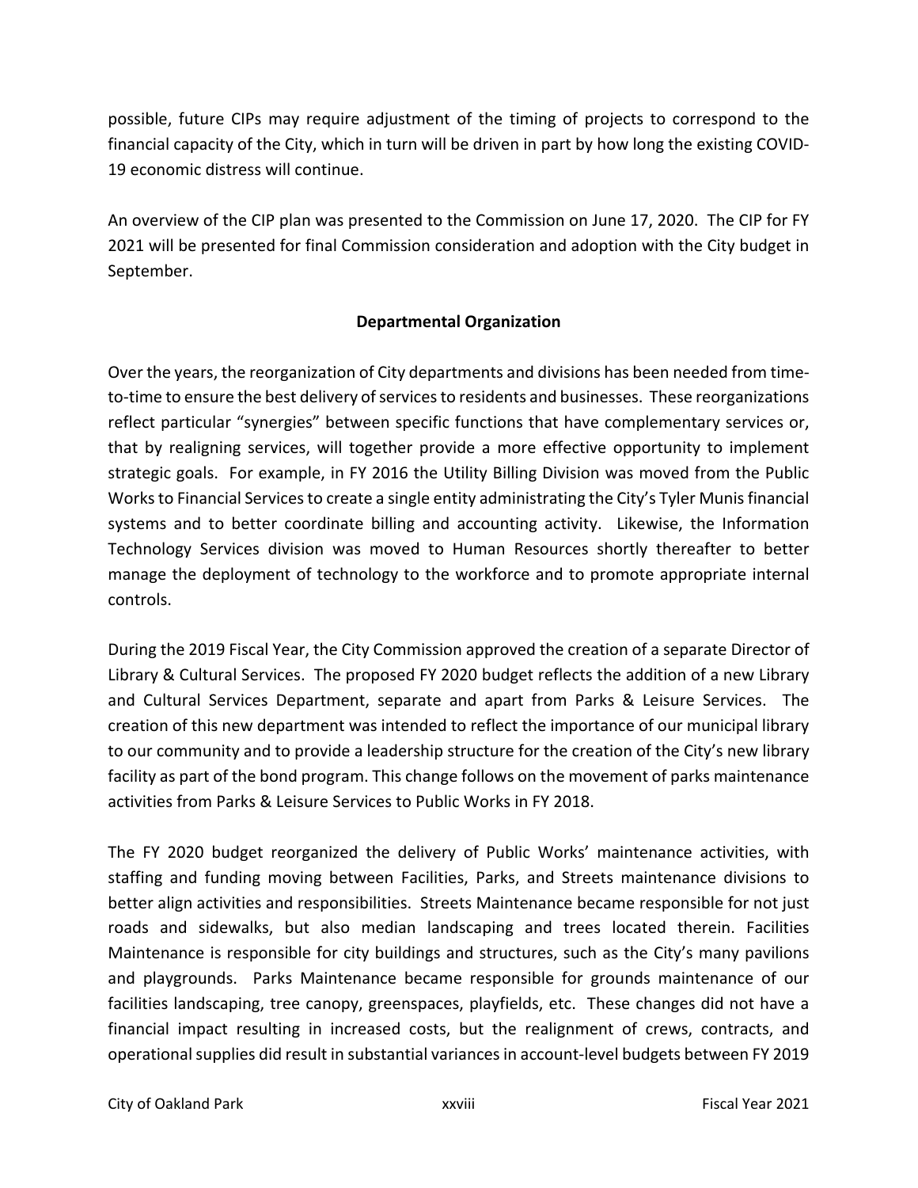possible, future CIPs may require adjustment of the timing of projects to correspond to the financial capacity of the City, which in turn will be driven in part by how long the existing COVID-19 economic distress will continue.

An overview of the CIP plan was presented to the Commission on June 17, 2020. The CIP for FY 2021 will be presented for final Commission consideration and adoption with the City budget in September.

## Departmental Organization

Over the years, the reorganization of City departments and divisions has been needed from time-to-time to ensure the best delivery of services to residents and businesses. These reorganizations reflect particular "synergies" between specific functions that have complementary services or, that by realigning services, will together provide a more effective opportunity to implement strategic goals. For example, in FY 2016 the Utility Billing Division was moved from the Public Works to Financial Services to create a single entity administrating the City's Tyler Munis financial systems and to better coordinate billing and accounting activity. Likewise, the Information Technology Services division was moved to Human Resources shortly thereafter to better manage the deployment of technology to the workforce and to promote appropriate internal controls.

During the 2019 Fiscal Year, the City Commission approved the creation of a separate Director of Library & Cultural Services. The proposed FY 2020 budget reflects the addition of a new Library and Cultural Services Department, separate and apart from Parks & Leisure Services. The creation of this new department was intended to reflect the importance of our municipal library to our community and to provide a leadership structure for the creation of the City's new library facility as part of the bond program. This change follows on the movement of parks maintenance activities from Parks & Leisure Services to Public Works in FY 2018.

The FY 2020 budget reorganized the delivery of Public Works' maintenance activities, with staffing and funding moving between Facilities, Parks, and Streets maintenance divisions to better align activities and responsibilities. Streets Maintenance became responsible for not just roads and sidewalks, but also median landscaping and trees located therein. Facilities Maintenance is responsible for city buildings and structures, such as the City's many pavilions and playgrounds. Parks Maintenance became responsible for grounds maintenance of our facilities landscaping, tree canopy, greenspaces, playfields, etc. These changes did not have a financial impact resulting in increased costs, but the realignment of crews, contracts, and operational supplies did result in substantial variances in account-level budgets between FY 2019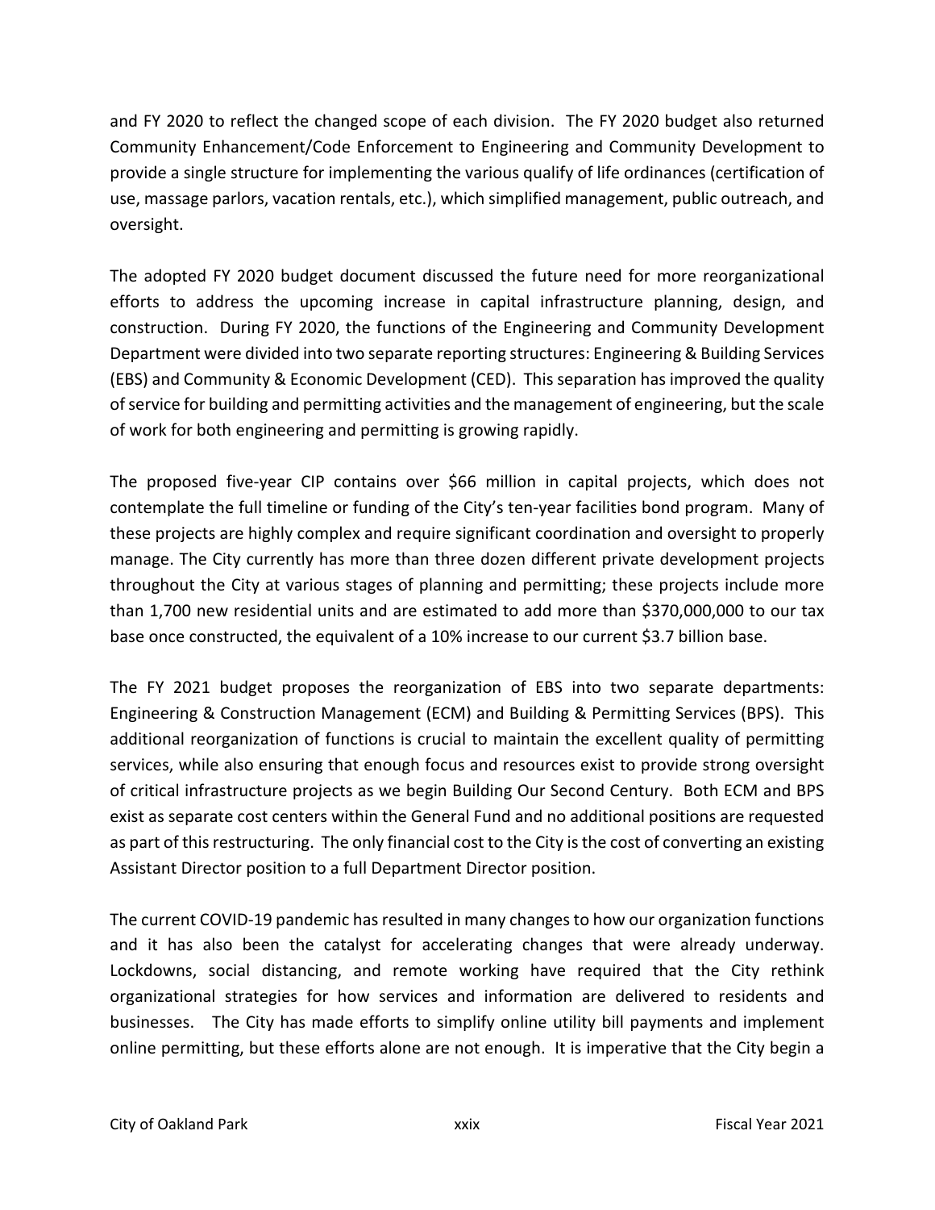and FY 2020 to reflect the changed scope of each division. The FY 2020 budget also returned Community Enhancement/Code Enforcement to Engineering and Community Development to provide a single structure for implementing the various qualify of life ordinances (certification of use, massage parlors, vacation rentals, etc.), which simplified management, public outreach, and oversight.

The adopted FY 2020 budget document discussed the future need for more reorganizational efforts to address the upcoming increase in capital infrastructure planning, design, and construction. During FY 2020, the functions of the Engineering and Community Development Department were divided into two separate reporting structures: Engineering & Building Services (EBS) and Community & Economic Development (CED). This separation has improved the quality of service for building and permitting activities and the management of engineering, but the scale of work for both engineering and permitting is growing rapidly.

The proposed five-year CIP contains over $66 million in capital projects, which does not contemplate the full timeline or funding of the City's ten-year facilities bond program. Many of these projects are highly complex and require significant coordination and oversight to properly manage. The City currently has more than three dozen different private development projects throughout the City at various stages of planning and permitting; these projects include more than 1,700 new residential units and are estimated to add more than $370,000,000 to our tax base once constructed, the equivalent of a 10% increase to our current $3.7 billion base.

The FY 2021 budget proposes the reorganization of EBS into two separate departments: Engineering & Construction Management (ECM) and Building & Permitting Services (BPS). This additional reorganization of functions is crucial to maintain the excellent quality of permitting services, while also ensuring that enough focus and resources exist to provide strong oversight of critical infrastructure projects as we begin Building Our Second Century. Both ECM and BPS exist as separate cost centers within the General Fund and no additional positions are requested as part of this restructuring. The only financial cost to the City is the cost of converting an existing Assistant Director position to a full Department Director position.

The current COVID-19 pandemic has resulted in many changes to how our organization functions and it has also been the catalyst for accelerating changes that were already underway. Lockdowns, social distancing, and remote working have required that the City rethink organizational strategies for how services and information are delivered to residents and businesses. The City has made efforts to simplify online utility bill payments and implement online permitting, but these efforts alone are not enough. It is imperative that the City begin a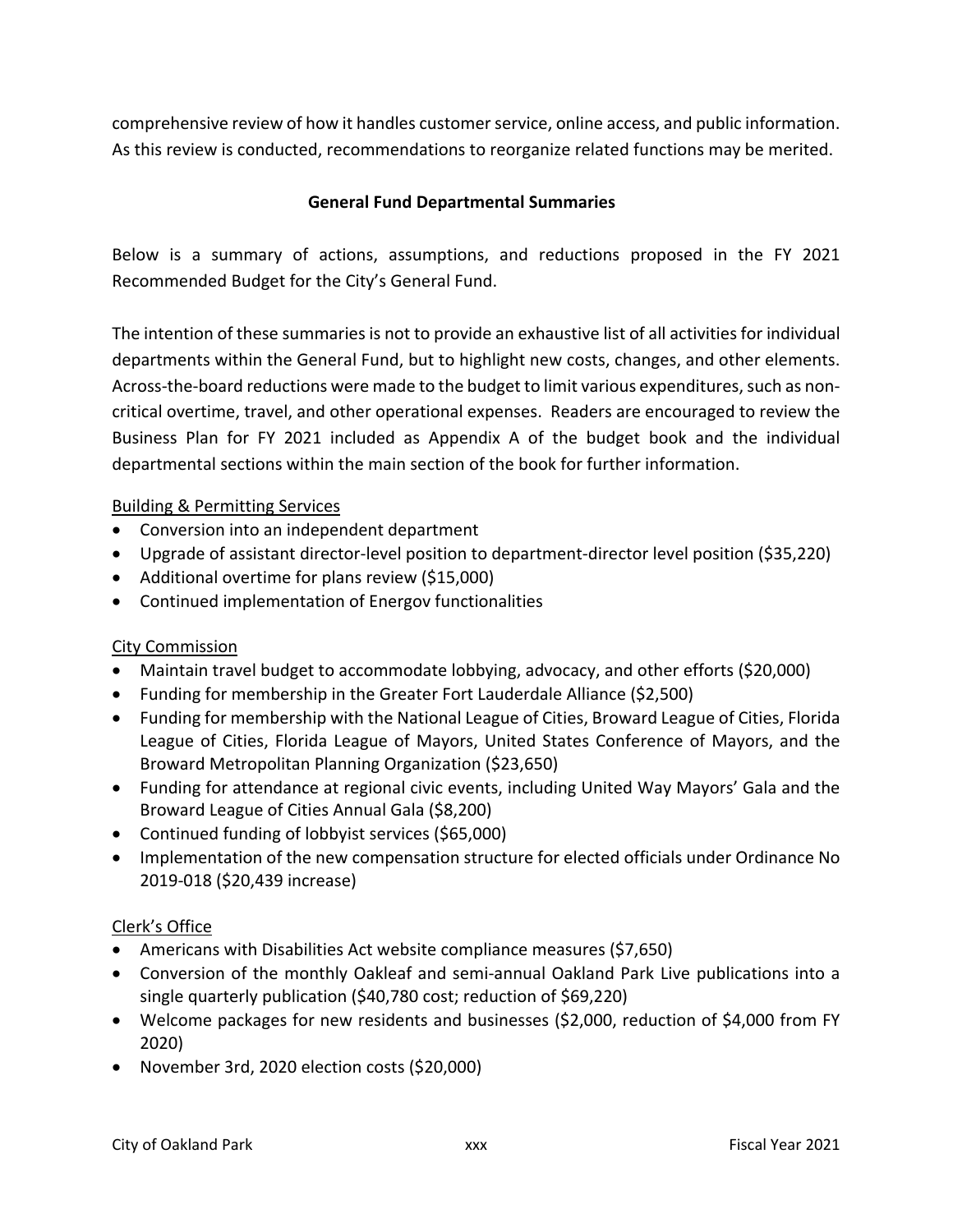comprehensive review of how it handles customer service, online access, and public information. As this review is conducted, recommendations to reorganize related functions may be merited.

## General Fund Departmental Summaries

Below is a summary of actions, assumptions, and reductions proposed in the FY 2021 Recommended Budget for the City's General Fund.

The intention of these summaries is not to provide an exhaustive list of all activities for individual departments within the General Fund, but to highlight new costs, changes, and other elements. Across-the-board reductions were made to the budget to limit various expenditures, such as non-critical overtime, travel, and other operational expenses. Readers are encouraged to review the Business Plan for FY 2021 included as Appendix A of the budget book and the individual departmental sections within the main section of the book for further information.

<u>Building & Permitting Services</u>

- Conversion into an independent department
- Upgrade of assistant director-level position to department-director level position ($35,220)
- Additional overtime for plans review ($15,000)
- Continued implementation of Energov functionalities

<u>City Commission</u>

- Maintain travel budget to accommodate lobbying, advocacy, and other efforts ($20,000)
- Funding for membership in the Greater Fort Lauderdale Alliance ($2,500)
- Funding for membership with the National League of Cities, Broward League of Cities, Florida League of Cities, Florida League of Mayors, United States Conference of Mayors, and the Broward Metropolitan Planning Organization ($23,650)
- Funding for attendance at regional civic events, including United Way Mayors' Gala and the Broward League of Cities Annual Gala ($8,200)
- Continued funding of lobbyist services ($65,000)
- Implementation of the new compensation structure for elected officials under Ordinance No 2019-018 ($20,439 increase)

<u>Clerk's Office</u>

- Americans with Disabilities Act website compliance measures ($7,650)
- Conversion of the monthly Oakleaf and semi-annual Oakland Park Live publications into a single quarterly publication ($40,780 cost; reduction of $69,220)
- Welcome packages for new residents and businesses ($2,000, reduction of $4,000 from FY 2020)
- November 3rd, 2020 election costs ($20,000)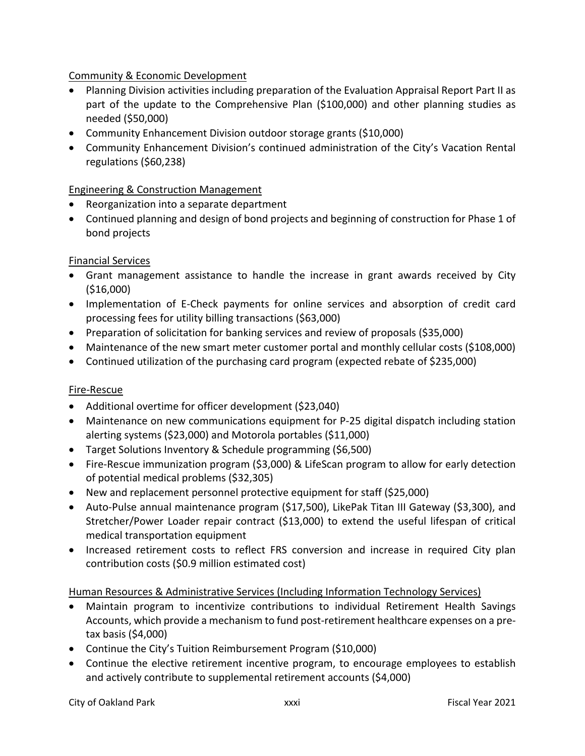Community & Economic Development

- Planning Division activities including preparation of the Evaluation Appraisal Report Part II as part of the update to the Comprehensive Plan ($100,000) and other planning studies as needed ($50,000)
- Community Enhancement Division outdoor storage grants ($10,000)
- Community Enhancement Division's continued administration of the City's Vacation Rental regulations ($60,238)

Engineering & Construction Management

- Reorganization into a separate department
- Continued planning and design of bond projects and beginning of construction for Phase 1 of bond projects

Financial Services

- Grant management assistance to handle the increase in grant awards received by City ($16,000)
- Implementation of E-Check payments for online services and absorption of credit card processing fees for utility billing transactions ($63,000)
- Preparation of solicitation for banking services and review of proposals ($35,000)
- Maintenance of the new smart meter customer portal and monthly cellular costs ($108,000)
- Continued utilization of the purchasing card program (expected rebate of $235,000)

Fire-Rescue

- Additional overtime for officer development ($23,040)
- Maintenance on new communications equipment for P-25 digital dispatch including station alerting systems ($23,000) and Motorola portables ($11,000)
- Target Solutions Inventory & Schedule programming ($6,500)
- Fire-Rescue immunization program ($3,000) & LifeScan program to allow for early detection of potential medical problems ($32,305)
- New and replacement personnel protective equipment for staff ($25,000)
- Auto-Pulse annual maintenance program ($17,500), LikePak Titan III Gateway ($3,300), and Stretcher/Power Loader repair contract ($13,000) to extend the useful lifespan of critical medical transportation equipment
- Increased retirement costs to reflect FRS conversion and increase in required City plan contribution costs ($0.9 million estimated cost)

Human Resources & Administrative Services (Including Information Technology Services)

- Maintain program to incentivize contributions to individual Retirement Health Savings Accounts, which provide a mechanism to fund post-retirement healthcare expenses on a pre-tax basis ($4,000)
- Continue the City's Tuition Reimbursement Program ($10,000)
- Continue the elective retirement incentive program, to encourage employees to establish and actively contribute to supplemental retirement accounts ($4,000)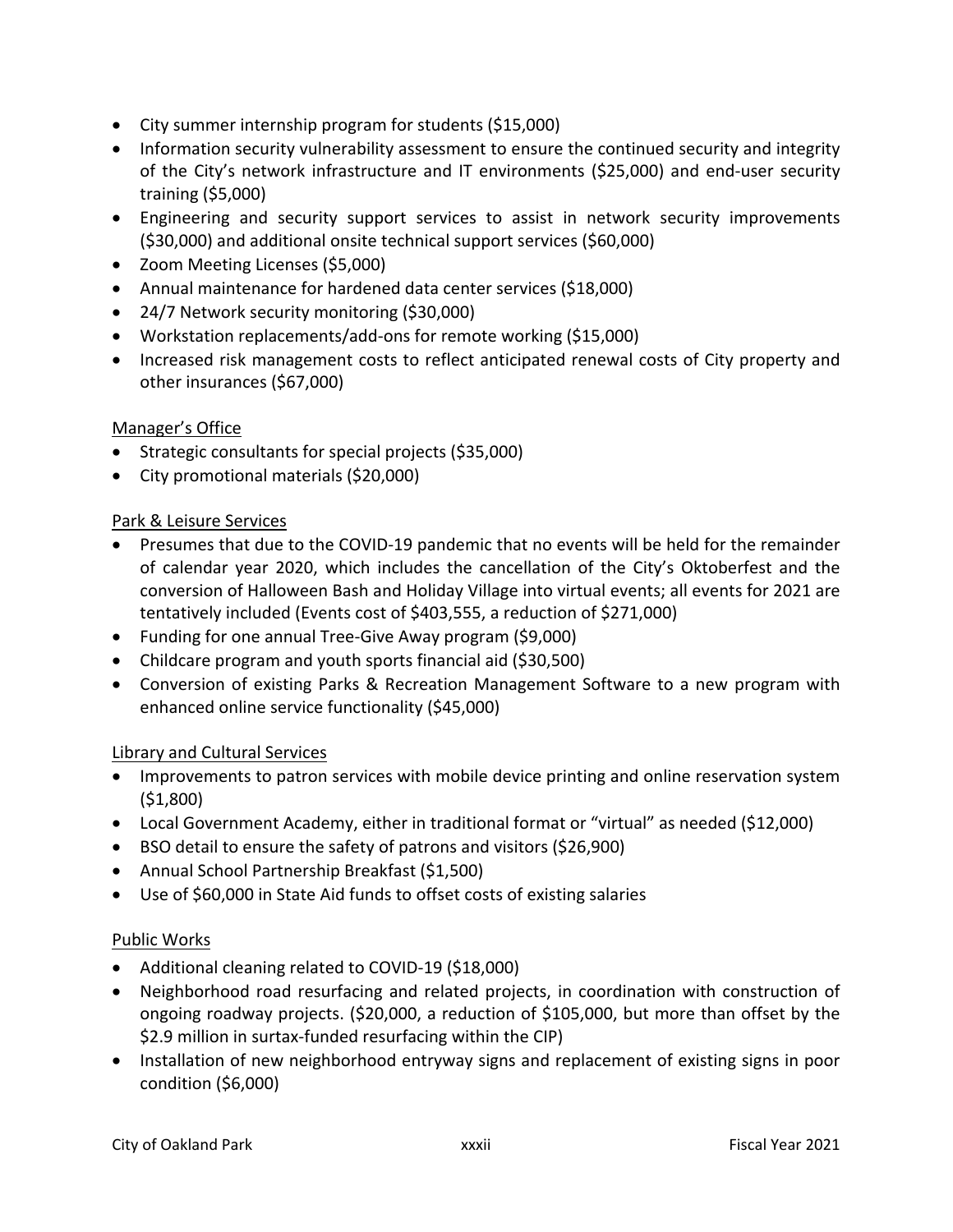- City summer internship program for students ($15,000)
- Information security vulnerability assessment to ensure the continued security and integrity of the City's network infrastructure and IT environments ($25,000) and end-user security training ($5,000)
- Engineering and security support services to assist in network security improvements ($30,000) and additional onsite technical support services ($60,000)
- Zoom Meeting Licenses ($5,000)
- Annual maintenance for hardened data center services ($18,000)
- 24/7 Network security monitoring ($30,000)
- Workstation replacements/add-ons for remote working ($15,000)
- Increased risk management costs to reflect anticipated renewal costs of City property and other insurances ($67,000)

Manager's Office

- Strategic consultants for special projects ($35,000)
- City promotional materials ($20,000)

Park & Leisure Services

- Presumes that due to the COVID-19 pandemic that no events will be held for the remainder of calendar year 2020, which includes the cancellation of the City's Oktoberfest and the conversion of Halloween Bash and Holiday Village into virtual events; all events for 2021 are tentatively included (Events cost of $403,555, a reduction of $271,000)
- Funding for one annual Tree-Give Away program ($9,000)
- Childcare program and youth sports financial aid ($30,500)
- Conversion of existing Parks & Recreation Management Software to a new program with enhanced online service functionality ($45,000)

Library and Cultural Services

- Improvements to patron services with mobile device printing and online reservation system ($1,800)
- Local Government Academy, either in traditional format or "virtual" as needed ($12,000)
- BSO detail to ensure the safety of patrons and visitors ($26,900)
- Annual School Partnership Breakfast ($1,500)
- Use of $60,000 in State Aid funds to offset costs of existing salaries

Public Works

- Additional cleaning related to COVID-19 ($18,000)
- Neighborhood road resurfacing and related projects, in coordination with construction of ongoing roadway projects. ($20,000, a reduction of $105,000, but more than offset by the $2.9 million in surtax-funded resurfacing within the CIP)
- Installation of new neighborhood entryway signs and replacement of existing signs in poor condition ($6,000)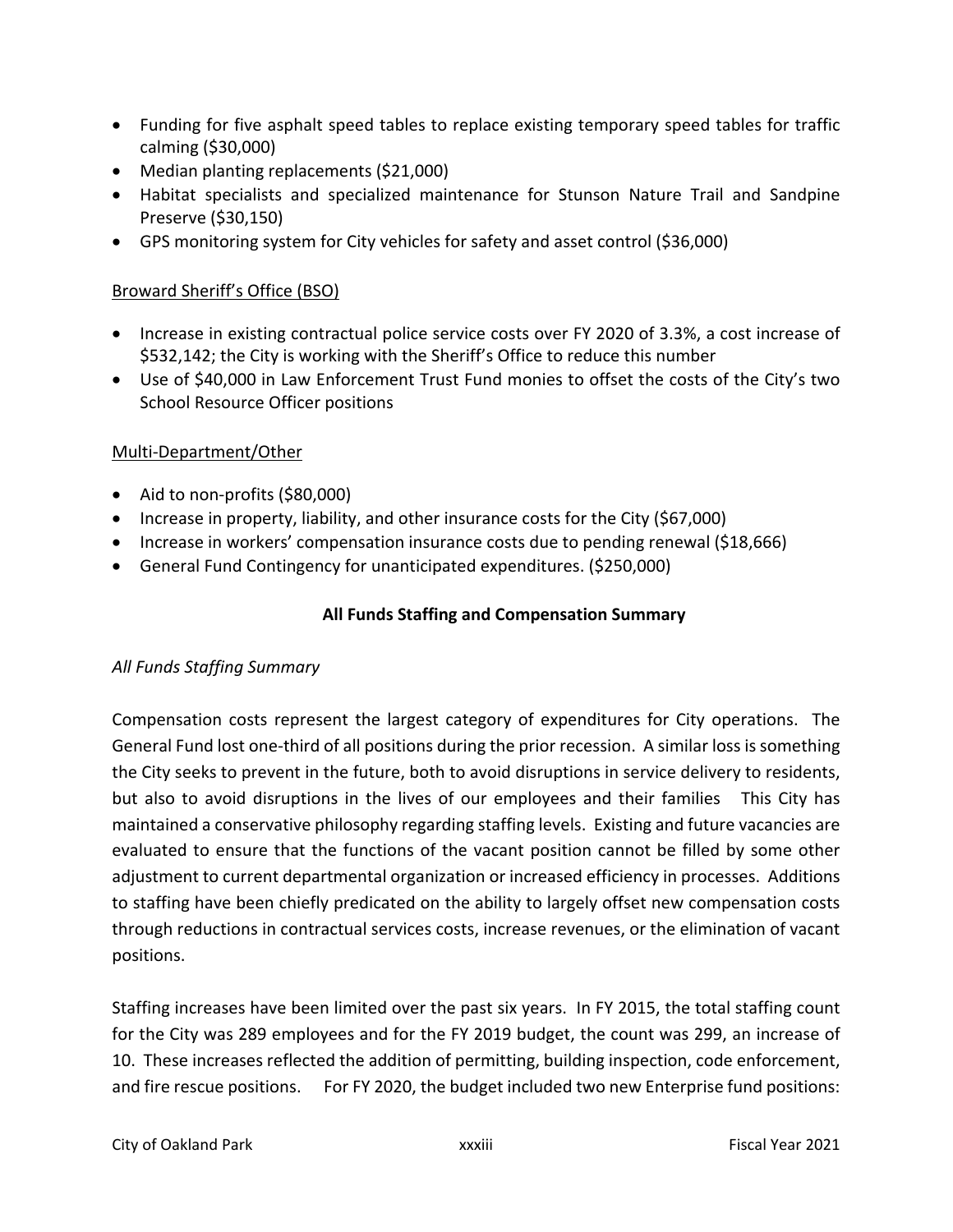- Funding for five asphalt speed tables to replace existing temporary speed tables for traffic calming ($30,000)
- Median planting replacements ($21,000)
- Habitat specialists and specialized maintenance for Stunson Nature Trail and Sandpine Preserve ($30,150)
- GPS monitoring system for City vehicles for safety and asset control ($36,000)

<u>Broward Sheriff's Office (BSO)</u>

- Increase in existing contractual police service costs over FY 2020 of 3.3%, a cost increase of $532,142; the City is working with the Sheriff's Office to reduce this number
- Use of $40,000 in Law Enforcement Trust Fund monies to offset the costs of the City's two School Resource Officer positions

<u>Multi-Department/Other</u>

- Aid to non-profits ($80,000)
- Increase in property, liability, and other insurance costs for the City ($67,000)
- Increase in workers' compensation insurance costs due to pending renewal ($18,666)
- General Fund Contingency for unanticipated expenditures. ($250,000)

## All Funds Staffing and Compensation Summary

*All Funds Staffing Summary*

Compensation costs represent the largest category of expenditures for City operations. The General Fund lost one-third of all positions during the prior recession. A similar loss is something the City seeks to prevent in the future, both to avoid disruptions in service delivery to residents, but also to avoid disruptions in the lives of our employees and their families This City has maintained a conservative philosophy regarding staffing levels. Existing and future vacancies are evaluated to ensure that the functions of the vacant position cannot be filled by some other adjustment to current departmental organization or increased efficiency in processes. Additions to staffing have been chiefly predicated on the ability to largely offset new compensation costs through reductions in contractual services costs, increase revenues, or the elimination of vacant positions.

Staffing increases have been limited over the past six years. In FY 2015, the total staffing count for the City was 289 employees and for the FY 2019 budget, the count was 299, an increase of 10. These increases reflected the addition of permitting, building inspection, code enforcement, and fire rescue positions. For FY 2020, the budget included two new Enterprise fund positions: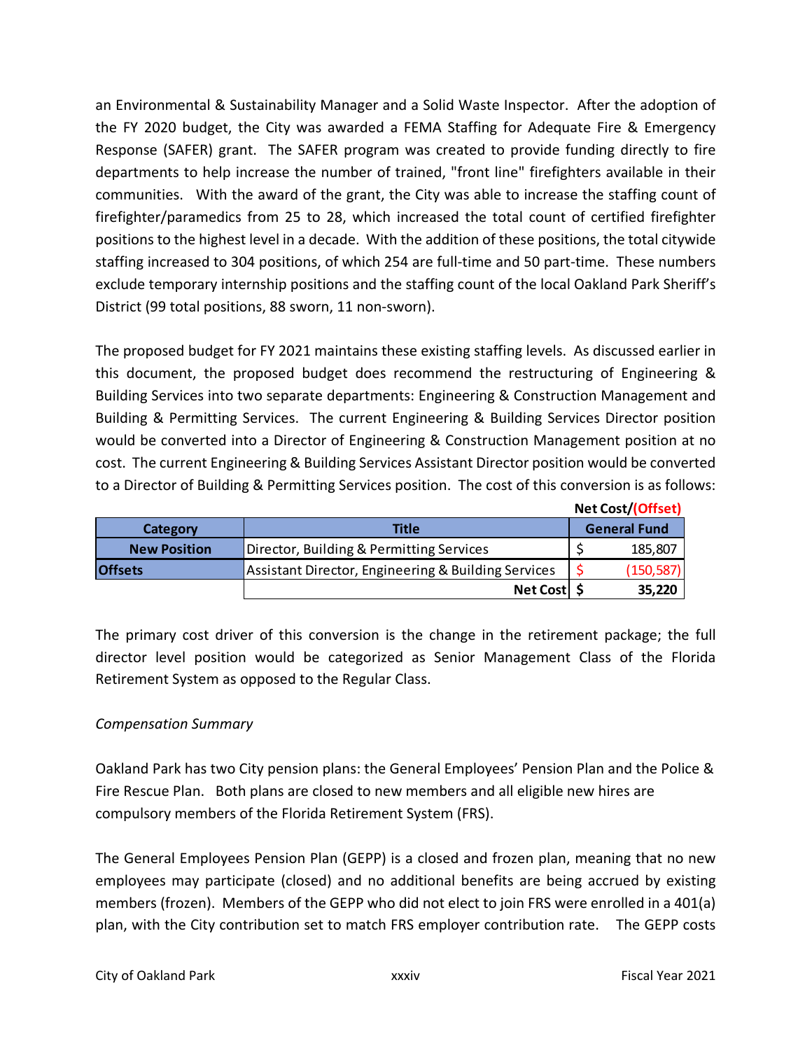an Environmental & Sustainability Manager and a Solid Waste Inspector. After the adoption of the FY 2020 budget, the City was awarded a FEMA Staffing for Adequate Fire & Emergency Response (SAFER) grant. The SAFER program was created to provide funding directly to fire departments to help increase the number of trained, "front line" firefighters available in their communities. With the award of the grant, the City was able to increase the staffing count of firefighter/paramedics from 25 to 28, which increased the total count of certified firefighter positions to the highest level in a decade. With the addition of these positions, the total citywide staffing increased to 304 positions, of which 254 are full-time and 50 part-time. These numbers exclude temporary internship positions and the staffing count of the local Oakland Park Sheriff's District (99 total positions, 88 sworn, 11 non-sworn).

The proposed budget for FY 2021 maintains these existing staffing levels. As discussed earlier in this document, the proposed budget does recommend the restructuring of Engineering & Building Services into two separate departments: Engineering & Construction Management and Building & Permitting Services. The current Engineering & Building Services Director position would be converted into a Director of Engineering & Construction Management position at no cost. The current Engineering & Building Services Assistant Director position would be converted to a Director of Building & Permitting Services position. The cost of this conversion is as follows:

| | | **Net Cost/(Offset)** |
|---|---|---|
| **Category** | **Title** | **General Fund** |
| **New Position** | Director, Building & Permitting Services | $ 185,807 |
| **Offsets** | Assistant Director, Engineering & Building Services | $ (150,587) |
| | **Net Cost** | **$ 35,220** |

The primary cost driver of this conversion is the change in the retirement package; the full director level position would be categorized as Senior Management Class of the Florida Retirement System as opposed to the Regular Class.

*Compensation Summary*

Oakland Park has two City pension plans: the General Employees' Pension Plan and the Police & Fire Rescue Plan. Both plans are closed to new members and all eligible new hires are compulsory members of the Florida Retirement System (FRS).

The General Employees Pension Plan (GEPP) is a closed and frozen plan, meaning that no new employees may participate (closed) and no additional benefits are being accrued by existing members (frozen). Members of the GEPP who did not elect to join FRS were enrolled in a 401(a) plan, with the City contribution set to match FRS employer contribution rate. The GEPP costs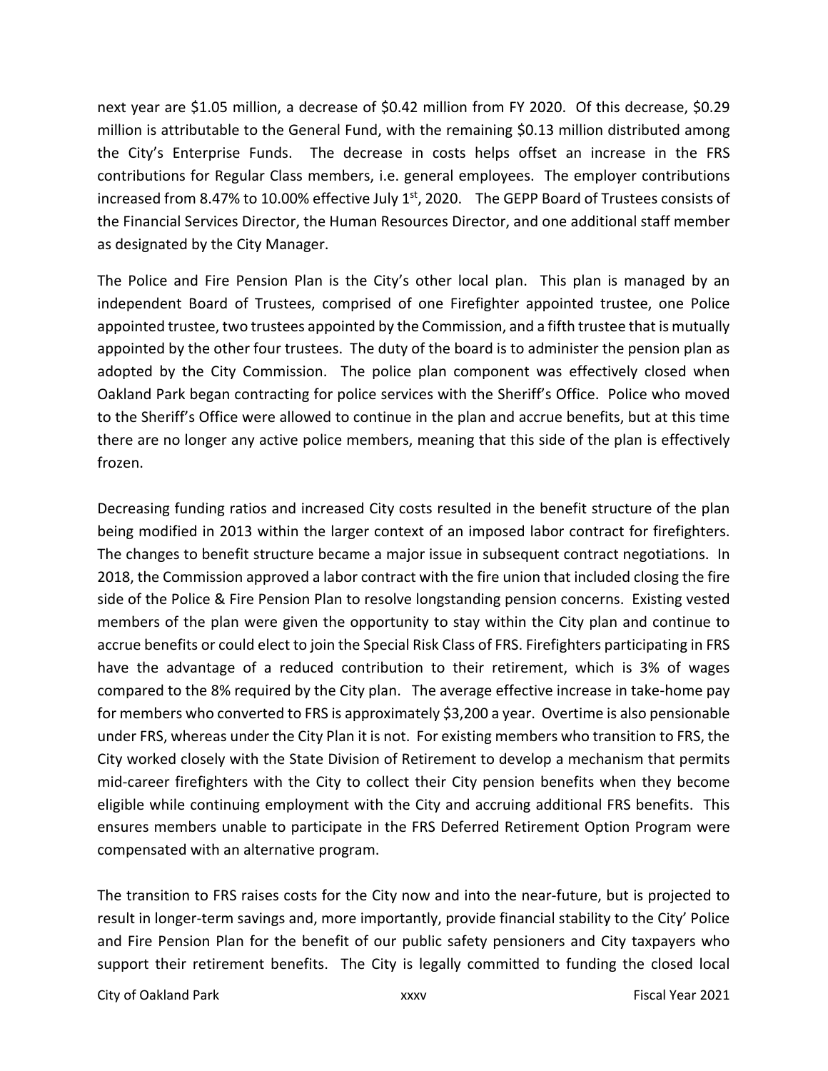next year are $1.05 million, a decrease of $0.42 million from FY 2020. Of this decrease, $0.29 million is attributable to the General Fund, with the remaining $0.13 million distributed among the City's Enterprise Funds. The decrease in costs helps offset an increase in the FRS contributions for Regular Class members, i.e. general employees. The employer contributions increased from 8.47% to 10.00% effective July 1st, 2020. The GEPP Board of Trustees consists of the Financial Services Director, the Human Resources Director, and one additional staff member as designated by the City Manager.

The Police and Fire Pension Plan is the City's other local plan. This plan is managed by an independent Board of Trustees, comprised of one Firefighter appointed trustee, one Police appointed trustee, two trustees appointed by the Commission, and a fifth trustee that is mutually appointed by the other four trustees. The duty of the board is to administer the pension plan as adopted by the City Commission. The police plan component was effectively closed when Oakland Park began contracting for police services with the Sheriff's Office. Police who moved to the Sheriff's Office were allowed to continue in the plan and accrue benefits, but at this time there are no longer any active police members, meaning that this side of the plan is effectively frozen.

Decreasing funding ratios and increased City costs resulted in the benefit structure of the plan being modified in 2013 within the larger context of an imposed labor contract for firefighters. The changes to benefit structure became a major issue in subsequent contract negotiations. In 2018, the Commission approved a labor contract with the fire union that included closing the fire side of the Police & Fire Pension Plan to resolve longstanding pension concerns. Existing vested members of the plan were given the opportunity to stay within the City plan and continue to accrue benefits or could elect to join the Special Risk Class of FRS. Firefighters participating in FRS have the advantage of a reduced contribution to their retirement, which is 3% of wages compared to the 8% required by the City plan. The average effective increase in take-home pay for members who converted to FRS is approximately $3,200 a year. Overtime is also pensionable under FRS, whereas under the City Plan it is not. For existing members who transition to FRS, the City worked closely with the State Division of Retirement to develop a mechanism that permits mid-career firefighters with the City to collect their City pension benefits when they become eligible while continuing employment with the City and accruing additional FRS benefits. This ensures members unable to participate in the FRS Deferred Retirement Option Program were compensated with an alternative program.

The transition to FRS raises costs for the City now and into the near-future, but is projected to result in longer-term savings and, more importantly, provide financial stability to the City' Police and Fire Pension Plan for the benefit of our public safety pensioners and City taxpayers who support their retirement benefits. The City is legally committed to funding the closed local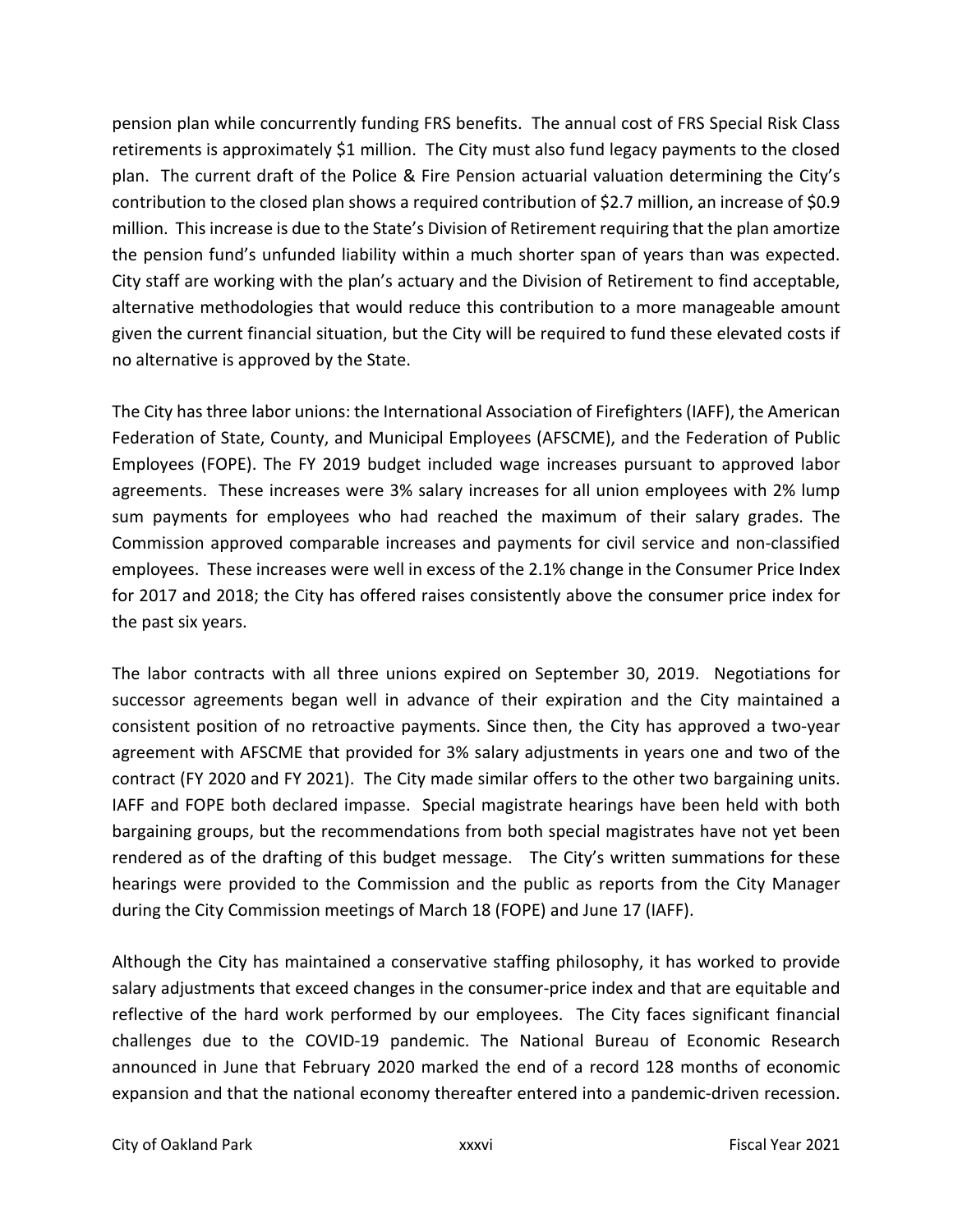pension plan while concurrently funding FRS benefits. The annual cost of FRS Special Risk Class retirements is approximately $1 million. The City must also fund legacy payments to the closed plan. The current draft of the Police & Fire Pension actuarial valuation determining the City's contribution to the closed plan shows a required contribution of $2.7 million, an increase of $0.9 million. This increase is due to the State's Division of Retirement requiring that the plan amortize the pension fund's unfunded liability within a much shorter span of years than was expected. City staff are working with the plan's actuary and the Division of Retirement to find acceptable, alternative methodologies that would reduce this contribution to a more manageable amount given the current financial situation, but the City will be required to fund these elevated costs if no alternative is approved by the State.

The City has three labor unions: the International Association of Firefighters (IAFF), the American Federation of State, County, and Municipal Employees (AFSCME), and the Federation of Public Employees (FOPE). The FY 2019 budget included wage increases pursuant to approved labor agreements. These increases were 3% salary increases for all union employees with 2% lump sum payments for employees who had reached the maximum of their salary grades. The Commission approved comparable increases and payments for civil service and non-classified employees. These increases were well in excess of the 2.1% change in the Consumer Price Index for 2017 and 2018; the City has offered raises consistently above the consumer price index for the past six years.

The labor contracts with all three unions expired on September 30, 2019. Negotiations for successor agreements began well in advance of their expiration and the City maintained a consistent position of no retroactive payments. Since then, the City has approved a two-year agreement with AFSCME that provided for 3% salary adjustments in years one and two of the contract (FY 2020 and FY 2021). The City made similar offers to the other two bargaining units. IAFF and FOPE both declared impasse. Special magistrate hearings have been held with both bargaining groups, but the recommendations from both special magistrates have not yet been rendered as of the drafting of this budget message. The City's written summations for these hearings were provided to the Commission and the public as reports from the City Manager during the City Commission meetings of March 18 (FOPE) and June 17 (IAFF).

Although the City has maintained a conservative staffing philosophy, it has worked to provide salary adjustments that exceed changes in the consumer-price index and that are equitable and reflective of the hard work performed by our employees. The City faces significant financial challenges due to the COVID-19 pandemic. The National Bureau of Economic Research announced in June that February 2020 marked the end of a record 128 months of economic expansion and that the national economy thereafter entered into a pandemic-driven recession.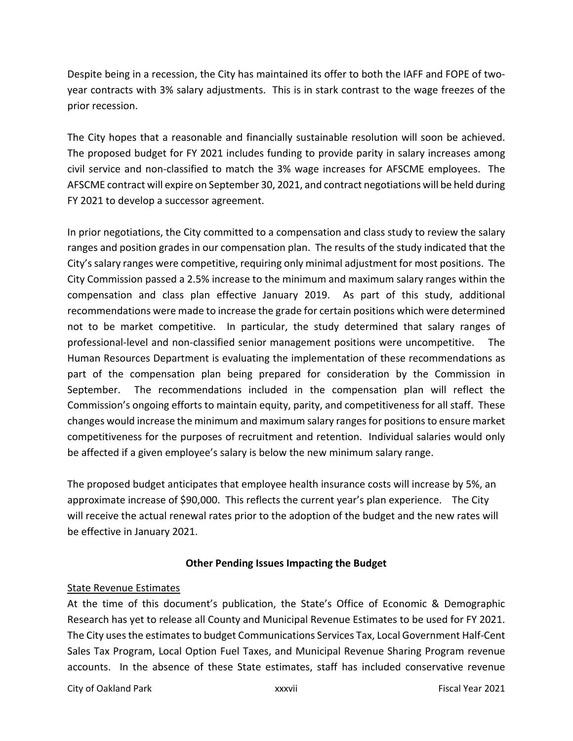Despite being in a recession, the City has maintained its offer to both the IAFF and FOPE of two-year contracts with 3% salary adjustments. This is in stark contrast to the wage freezes of the prior recession.

The City hopes that a reasonable and financially sustainable resolution will soon be achieved. The proposed budget for FY 2021 includes funding to provide parity in salary increases among civil service and non-classified to match the 3% wage increases for AFSCME employees. The AFSCME contract will expire on September 30, 2021, and contract negotiations will be held during FY 2021 to develop a successor agreement.

In prior negotiations, the City committed to a compensation and class study to review the salary ranges and position grades in our compensation plan. The results of the study indicated that the City's salary ranges were competitive, requiring only minimal adjustment for most positions. The City Commission passed a 2.5% increase to the minimum and maximum salary ranges within the compensation and class plan effective January 2019. As part of this study, additional recommendations were made to increase the grade for certain positions which were determined not to be market competitive. In particular, the study determined that salary ranges of professional-level and non-classified senior management positions were uncompetitive. The Human Resources Department is evaluating the implementation of these recommendations as part of the compensation plan being prepared for consideration by the Commission in September. The recommendations included in the compensation plan will reflect the Commission's ongoing efforts to maintain equity, parity, and competitiveness for all staff. These changes would increase the minimum and maximum salary ranges for positions to ensure market competitiveness for the purposes of recruitment and retention. Individual salaries would only be affected if a given employee's salary is below the new minimum salary range.

The proposed budget anticipates that employee health insurance costs will increase by 5%, an approximate increase of $90,000. This reflects the current year's plan experience. The City will receive the actual renewal rates prior to the adoption of the budget and the new rates will be effective in January 2021.

## Other Pending Issues Impacting the Budget

State Revenue Estimates

At the time of this document's publication, the State's Office of Economic & Demographic Research has yet to release all County and Municipal Revenue Estimates to be used for FY 2021. The City uses the estimates to budget Communications Services Tax, Local Government Half-Cent Sales Tax Program, Local Option Fuel Taxes, and Municipal Revenue Sharing Program revenue accounts. In the absence of these State estimates, staff has included conservative revenue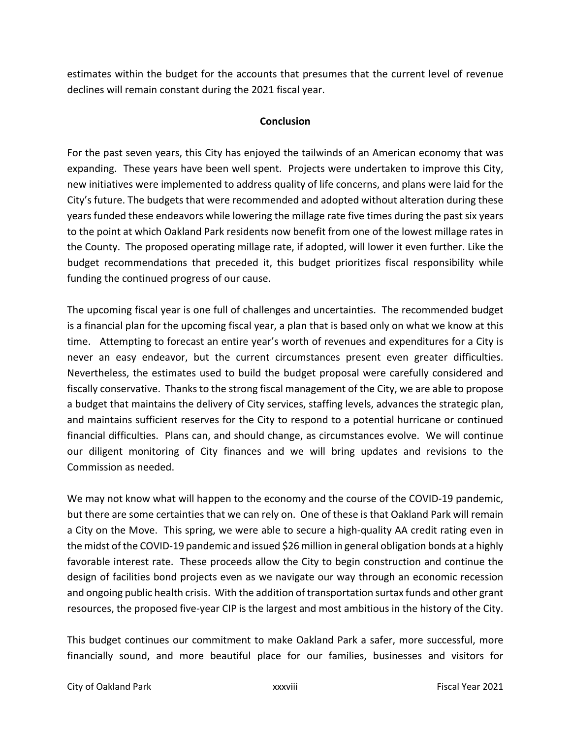estimates within the budget for the accounts that presumes that the current level of revenue declines will remain constant during the 2021 fiscal year.

**Conclusion**

For the past seven years, this City has enjoyed the tailwinds of an American economy that was expanding. These years have been well spent. Projects were undertaken to improve this City, new initiatives were implemented to address quality of life concerns, and plans were laid for the City's future. The budgets that were recommended and adopted without alteration during these years funded these endeavors while lowering the millage rate five times during the past six years to the point at which Oakland Park residents now benefit from one of the lowest millage rates in the County. The proposed operating millage rate, if adopted, will lower it even further. Like the budget recommendations that preceded it, this budget prioritizes fiscal responsibility while funding the continued progress of our cause.

The upcoming fiscal year is one full of challenges and uncertainties. The recommended budget is a financial plan for the upcoming fiscal year, a plan that is based only on what we know at this time. Attempting to forecast an entire year's worth of revenues and expenditures for a City is never an easy endeavor, but the current circumstances present even greater difficulties. Nevertheless, the estimates used to build the budget proposal were carefully considered and fiscally conservative. Thanks to the strong fiscal management of the City, we are able to propose a budget that maintains the delivery of City services, staffing levels, advances the strategic plan, and maintains sufficient reserves for the City to respond to a potential hurricane or continued financial difficulties. Plans can, and should change, as circumstances evolve. We will continue our diligent monitoring of City finances and we will bring updates and revisions to the Commission as needed.

We may not know what will happen to the economy and the course of the COVID-19 pandemic, but there are some certainties that we can rely on. One of these is that Oakland Park will remain a City on the Move. This spring, we were able to secure a high-quality AA credit rating even in the midst of the COVID-19 pandemic and issued $26 million in general obligation bonds at a highly favorable interest rate. These proceeds allow the City to begin construction and continue the design of facilities bond projects even as we navigate our way through an economic recession and ongoing public health crisis. With the addition of transportation surtax funds and other grant resources, the proposed five-year CIP is the largest and most ambitious in the history of the City.

This budget continues our commitment to make Oakland Park a safer, more successful, more financially sound, and more beautiful place for our families, businesses and visitors for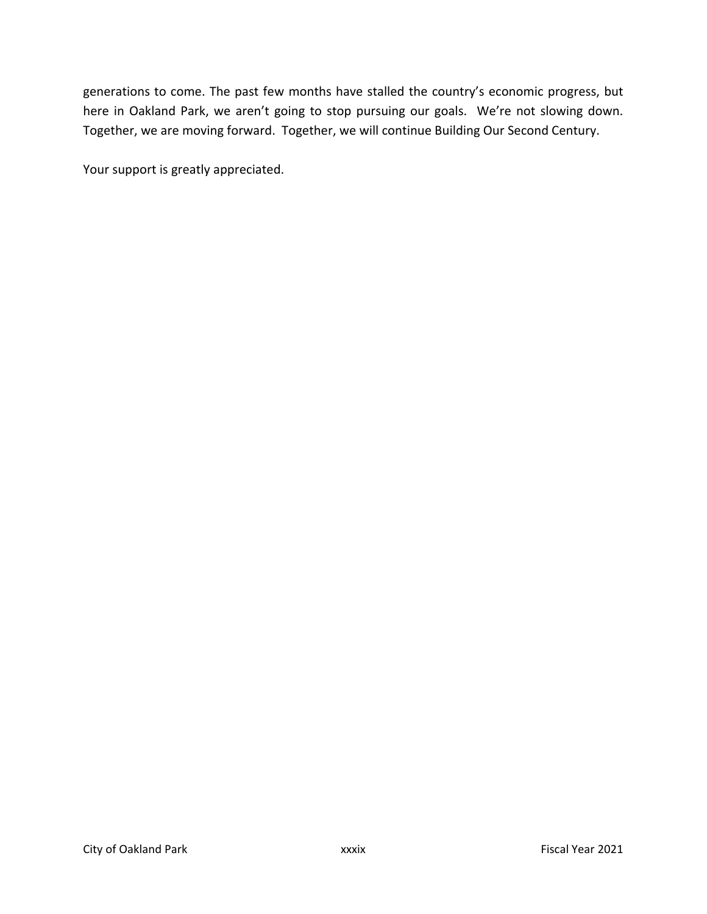generations to come. The past few months have stalled the country's economic progress, but here in Oakland Park, we aren't going to stop pursuing our goals. We're not slowing down. Together, we are moving forward. Together, we will continue Building Our Second Century.

Your support is greatly appreciated.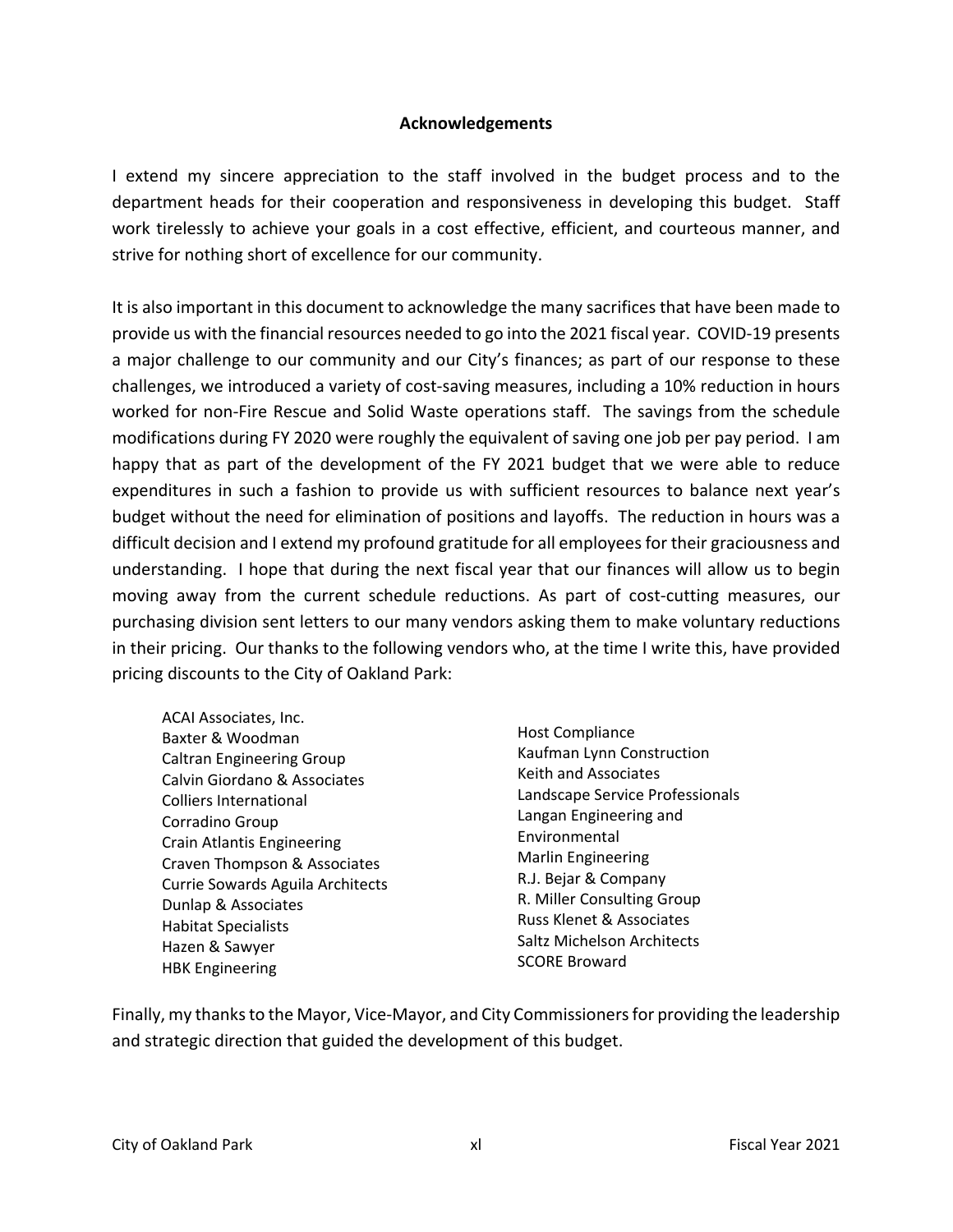## Acknowledgements

I extend my sincere appreciation to the staff involved in the budget process and to the department heads for their cooperation and responsiveness in developing this budget. Staff work tirelessly to achieve your goals in a cost effective, efficient, and courteous manner, and strive for nothing short of excellence for our community.

It is also important in this document to acknowledge the many sacrifices that have been made to provide us with the financial resources needed to go into the 2021 fiscal year. COVID-19 presents a major challenge to our community and our City's finances; as part of our response to these challenges, we introduced a variety of cost-saving measures, including a 10% reduction in hours worked for non-Fire Rescue and Solid Waste operations staff. The savings from the schedule modifications during FY 2020 were roughly the equivalent of saving one job per pay period. I am happy that as part of the development of the FY 2021 budget that we were able to reduce expenditures in such a fashion to provide us with sufficient resources to balance next year's budget without the need for elimination of positions and layoffs. The reduction in hours was a difficult decision and I extend my profound gratitude for all employees for their graciousness and understanding. I hope that during the next fiscal year that our finances will allow us to begin moving away from the current schedule reductions. As part of cost-cutting measures, our purchasing division sent letters to our many vendors asking them to make voluntary reductions in their pricing. Our thanks to the following vendors who, at the time I write this, have provided pricing discounts to the City of Oakland Park:

- ACAI Associates, Inc.
- Baxter & Woodman
- Caltran Engineering Group
- Calvin Giordano & Associates
- Colliers International
- Corradino Group
- Crain Atlantis Engineering
- Craven Thompson & Associates
- Currie Sowards Aguila Architects
- Dunlap & Associates
- Habitat Specialists
- Hazen & Sawyer
- HBK Engineering
- Host Compliance
- Kaufman Lynn Construction
- Keith and Associates
- Landscape Service Professionals
- Langan Engineering and Environmental
- Marlin Engineering
- R.J. Bejar & Company
- R. Miller Consulting Group
- Russ Klenet & Associates
- Saltz Michelson Architects
- SCORE Broward

Finally, my thanks to the Mayor, Vice-Mayor, and City Commissioners for providing the leadership and strategic direction that guided the development of this budget.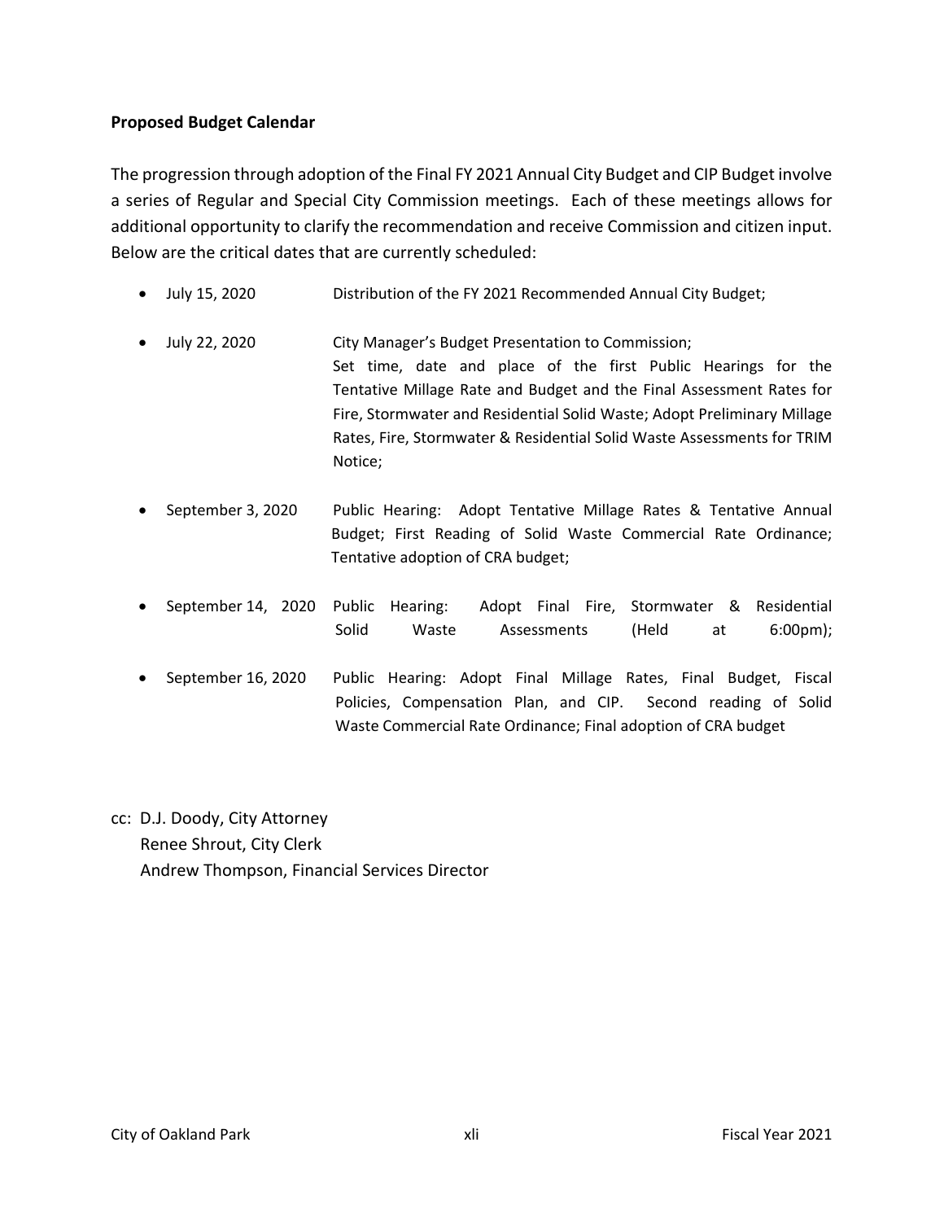**Proposed Budget Calendar**

The progression through adoption of the Final FY 2021 Annual City Budget and CIP Budget involve a series of Regular and Special City Commission meetings. Each of these meetings allows for additional opportunity to clarify the recommendation and receive Commission and citizen input. Below are the critical dates that are currently scheduled:

- July 15, 2020 — Distribution of the FY 2021 Recommended Annual City Budget;
- July 22, 2020 — City Manager's Budget Presentation to Commission; Set time, date and place of the first Public Hearings for the Tentative Millage Rate and Budget and the Final Assessment Rates for Fire, Stormwater and Residential Solid Waste; Adopt Preliminary Millage Rates, Fire, Stormwater & Residential Solid Waste Assessments for TRIM Notice;
- September 3, 2020 — Public Hearing: Adopt Tentative Millage Rates & Tentative Annual Budget; First Reading of Solid Waste Commercial Rate Ordinance; Tentative adoption of CRA budget;
- September 14, 2020 — Public Hearing: Adopt Final Fire, Stormwater & Residential Solid Waste Assessments (Held at 6:00pm);
- September 16, 2020 — Public Hearing: Adopt Final Millage Rates, Final Budget, Fiscal Policies, Compensation Plan, and CIP. Second reading of Solid Waste Commercial Rate Ordinance; Final adoption of CRA budget

cc: D.J. Doody, City Attorney
Renee Shrout, City Clerk
Andrew Thompson, Financial Services Director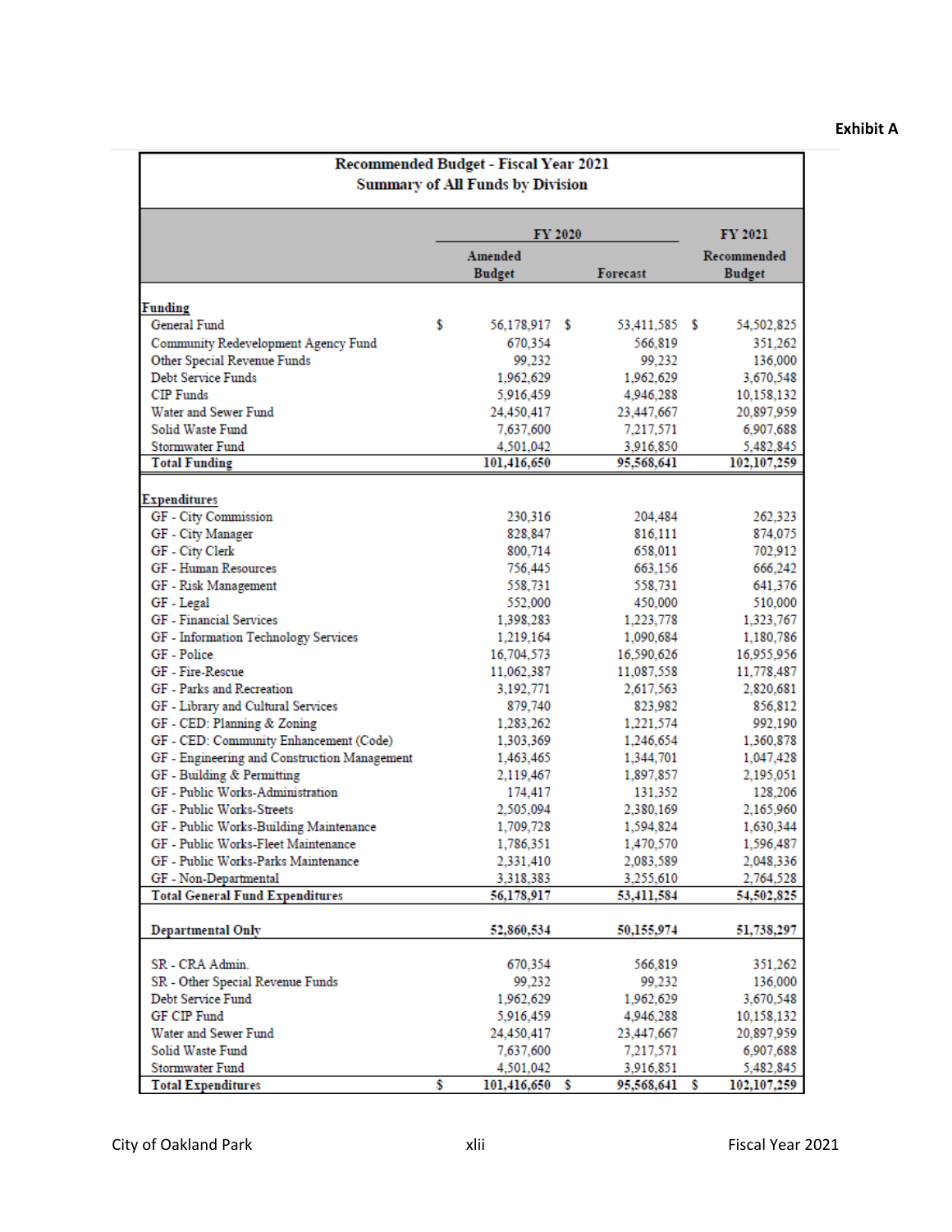**Exhibit A**

| Recommended Budget - Fiscal Year 2021<br>Summary of All Funds by Division | | | |
|---|---|---|---|
| | FY 2020 | | FY 2021 |
| | Amended Budget | Forecast | Recommended Budget |
| **Funding** | | | |
| General Fund | $ 56,178,917 | $ 53,411,585 | $ 54,502,825 |
| Community Redevelopment Agency Fund | 670,354 | 566,819 | 351,262 |
| Other Special Revenue Funds | 99,232 | 99,232 | 136,000 |
| Debt Service Funds | 1,962,629 | 1,962,629 | 3,670,548 |
| CIP Funds | 5,916,459 | 4,946,288 | 10,158,132 |
| Water and Sewer Fund | 24,450,417 | 23,447,667 | 20,897,959 |
| Solid Waste Fund | 7,637,600 | 7,217,571 | 6,907,688 |
| Stormwater Fund | 4,501,042 | 3,916,850 | 5,482,845 |
| **Total Funding** | **101,416,650** | **95,568,641** | **102,107,259** |
| **Expenditures** | | | |
| GF - City Commission | 230,316 | 204,484 | 262,323 |
| GF - City Manager | 828,847 | 816,111 | 874,075 |
| GF - City Clerk | 800,714 | 658,011 | 702,912 |
| GF - Human Resources | 756,445 | 663,156 | 666,242 |
| GF - Risk Management | 558,731 | 558,731 | 641,376 |
| GF - Legal | 552,000 | 450,000 | 510,000 |
| GF - Financial Services | 1,398,283 | 1,223,778 | 1,323,767 |
| GF - Information Technology Services | 1,219,164 | 1,090,684 | 1,180,786 |
| GF - Police | 16,704,573 | 16,590,626 | 16,955,956 |
| GF - Fire-Rescue | 11,062,387 | 11,087,558 | 11,778,487 |
| GF - Parks and Recreation | 3,192,771 | 2,617,563 | 2,820,681 |
| GF - Library and Cultural Services | 879,740 | 823,982 | 856,812 |
| GF - CED: Planning & Zoning | 1,283,262 | 1,221,574 | 992,190 |
| GF - CED: Community Enhancement (Code) | 1,303,369 | 1,246,654 | 1,360,878 |
| GF - Engineering and Construction Management | 1,463,465 | 1,344,701 | 1,047,428 |
| GF - Building & Permitting | 2,119,467 | 1,897,857 | 2,195,051 |
| GF - Public Works-Administration | 174,417 | 131,352 | 128,206 |
| GF - Public Works-Streets | 2,505,094 | 2,380,169 | 2,165,960 |
| GF - Public Works-Building Maintenance | 1,709,728 | 1,594,824 | 1,630,344 |
| GF - Public Works-Fleet Maintenance | 1,786,351 | 1,470,570 | 1,596,487 |
| GF - Public Works-Parks Maintenance | 2,331,410 | 2,083,589 | 2,048,336 |
| GF - Non-Departmental | 3,318,383 | 3,255,610 | 2,764,528 |
| **Total General Fund Expenditures** | **56,178,917** | **53,411,584** | **54,502,825** |
| **Departmental Only** | **52,860,534** | **50,155,974** | **51,738,297** |
| SR - CRA Admin. | 670,354 | 566,819 | 351,262 |
| SR - Other Special Revenue Funds | 99,232 | 99,232 | 136,000 |
| Debt Service Fund | 1,962,629 | 1,962,629 | 3,670,548 |
| GF CIP Fund | 5,916,459 | 4,946,288 | 10,158,132 |
| Water and Sewer Fund | 24,450,417 | 23,447,667 | 20,897,959 |
| Solid Waste Fund | 7,637,600 | 7,217,571 | 6,907,688 |
| Stormwater Fund | 4,501,042 | 3,916,851 | 5,482,845 |
| **Total Expenditures** | **$ 101,416,650** | **$ 95,568,641** | **$ 102,107,259** |